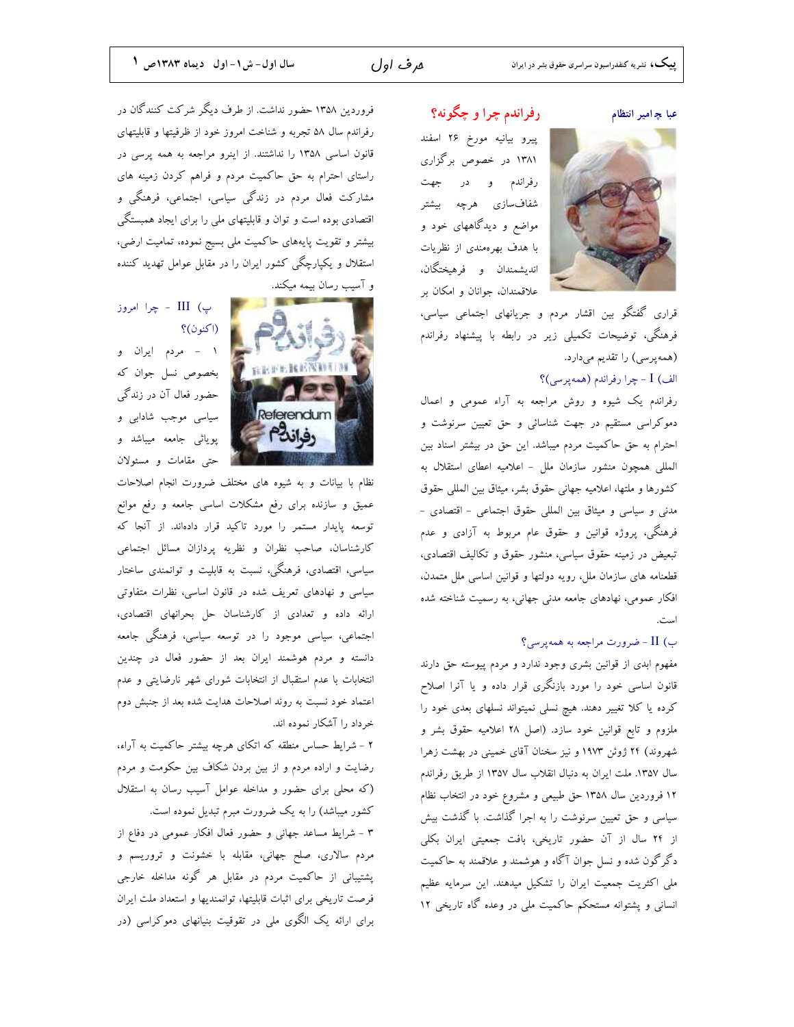عباچامیر انتظام

## رفراندم چرا و چگونه؟

پیرو بیانیه مورخ ۲۶ اسفند ۱۳۸۱ در خصوص برگزاری رفراندم و در جهت شفاف‌سازی هرچه بیشتر مواضع و دیدگاههای خود و با هدف بهره‌مندی از نظریات اندیشمندان و فرهیختگان، علاقمندان، جوانان و امکان بر قراری گفتگو بین اقشار مردم و جریانهای اجتماعی سیاسی، فرهنگی، توضیحات تکمیلی زیر در رابطه با پیشنهاد رفراندم (همه‌پرسی) را تقدیم می‌دارد.

### الف) I - چرا رفراندم (همه‌پرسی)؟

رفراندم یک شیوه و روش مراجعه به آراء عمومی و اعمال دموکراسی مستقیم در جهت شناسائی و حق تعیین سرنوشت و احترام به حق حاکمیت مردم میباشد. این حق در بیشتر اسناد بین المللی همچون منشور سازمان ملل - اعلامیه اعطای استقلال به کشورها و ملتها، اعلامیه جهانی حقوق بشر، میثاق بین المللی حقوق مدنی و سیاسی و میثاق بین المللی حقوق اجتماعی - اقتصادی - فرهنگی، پروژه قوانین و حقوق عام مربوط به آزادی و عدم تبعیض در زمینه حقوق سیاسی، منشور حقوق و تکالیف اقتصادی، قطعنامه های سازمان ملل، رویه دولتها و قوانین اساسی ملل متمدن، افکار عمومی، نهادهای جامعه مدنی جهانی، به رسمیت شناخته شده است.

### ب) II - ضرورت مراجعه به همه‌پرسی؟

مفهوم ابدی از قوانین بشری وجود ندارد و مردم پیوسته حق دارند قانون اساسی خود را مورد بازنگری قرار داده و یا آنرا اصلاح کرده یا کلا تغییر دهند. هیچ نسلی نمیتواند نسلهای بعدی خود را ملزوم و تابع قوانین خود سازد. (اصل ۲۸ اعلامیه حقوق بشر و شهروند) ۲۴ ژوئن ۱۷۹۳ و نیز سخنان آقای خمینی در بهشت زهرا سال ۱۳۵۷. ملت ایران به دنبال انقلاب سال ۱۳۵۷ از طریق رفراندم ۱۲ فروردین سال ۱۳۵۸ حق طبیعی و مشروع خود در انتخاب نظام سیاسی و حق تعیین سرنوشت را به اجرا گذاشت. با گذشت بیش از ۲۴ سال از آن حضور تاریخی، بافت جمعیتی ایران بکلی دگرگون شده و نسل جوان آگاه و هوشمند و علاقمند به حاکمیت ملی اکثریت جمعیت ایران را تشکیل میدهند. این سرمایه عظیم انسانی و پشتوانه مستحکم حاکمیت ملی در وعده گاه تاریخی ۱۲ فروردین ۱۳۵۸ حضور نداشت. از طرف دیگر شرکت کنندگان در رفراندم سال ۵۸ تجربه و شناخت امروز خود از ظرفیتها و قابلیتهای قانون اساسی ۱۳۵۸ را نداشتند. از اینرو مراجعه به همه پرسی در راستای احترام به حق حاکمیت مردم و فراهم کردن زمینه های مشارکت فعال مردم در زندگی سیاسی، اجتماعی، فرهنگی و اقتصادی بوده است و توان و قابلیتهای ملی را برای ایجاد همبستگی بیشتر و تقویت پایه‌های حاکمیت ملی بسیج نموده، تمامیت ارضی، استقلال و یکپارچگی کشور ایران را در مقابل عوامل تهدید کننده و آسیب رسان بیمه میکند.

### پ) III - چرا امروز (اکنون)؟

۱ - مردم ایران و بخصوص نسل جوان که حضور فعال آن در زندگی سیاسی موجب شادابی و پویائی جامعه میباشد و حتی مقامات و مسئولان نظام با بیانات و به شیوه های مختلف ضرورت انجام اصلاحات عمیق و سازنده برای رفع مشکلات اساسی جامعه و رفع موانع توسعه پایدار را مورد تاکید مستمر قرار داده‌اند. از آنجا که کارشناسان، صاحب نظران و نظریه پردازان مسائل اجتماعی سیاسی، اقتصادی، فرهنگی، نسبت به قابلیت و توانمندی ساختار سیاسی و نهادهای تعریف شده در قانون اساسی، نظرات متفاوتی ارائه داده و تعدادی از کارشناسان حل بحرانهای اقتصادی، اجتماعی، سیاسی موجود را در توسعه سیاسی، فرهنگی جامعه دانسته و مردم هوشمند ایران بعد از حضور فعال در چندین انتخابات با عدم استقبال از انتخابات شورای شهر نارضایتی و عدم اعتماد خود نسبت به روند اصلاحات هدایت شده بعد از جنبش دوم خرداد را آشکار نموده اند.

۲ - شرایط حساس منطقه که اتکای هرچه بیشتر حاکمیت به آراء، رضایت و اراده مردم و از بین بردن شکاف بین حکومت و مردم (که محلی برای حضور و مداخله عوامل آسیب رسان به استقلال کشور میباشد) را به یک ضرورت مبرم تبدیل نموده است.

۳ - شرایط مساعد جهانی و حضور فعال افکار عمومی در دفاع از مردم سالاری، صلح جهانی، مقابله با خشونت و تروریسم و پشتیبانی از حاکمیت مردم در مقابل هر گونه مداخله خارجی فرصت تاریخی برای اثبات قابلیتها، توانمندیها و استعداد ملت ایران برای ارائه یک الگوی ملی در تقویت بنیانهای دموکراسی (در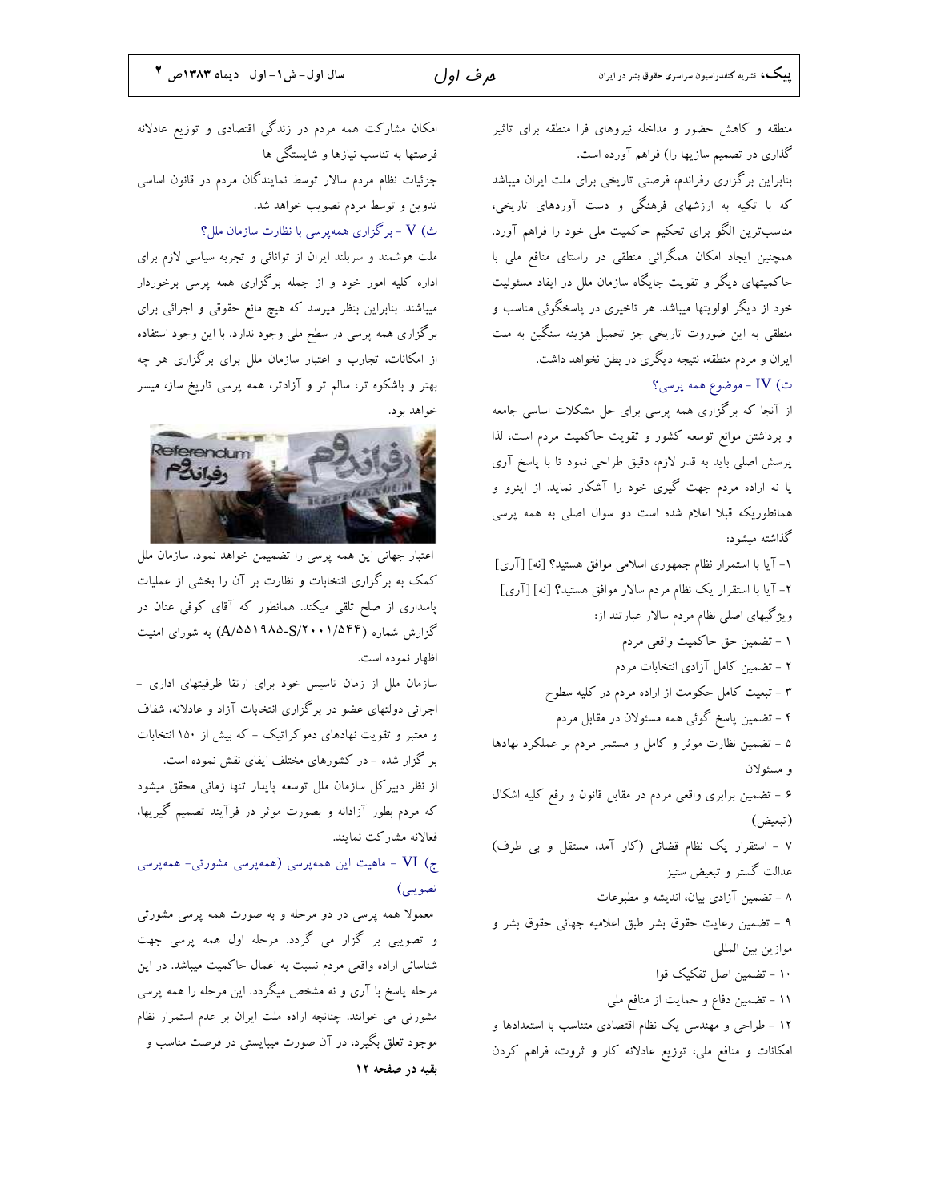منطقه و کاهش حضور و مداخله نیروهای فرا منطقه برای تاثیر گذاری در تصمیم سازیها را) فراهم آورده است.

بنابراین برگزاری رفراندم، فرصتی تاریخی برای ملت ایران میباشد که با تکیه به ارزشهای فرهنگی و دست آوردهای تاریخی، مناسب‌ترین الگو برای تحکیم حاکمیت ملی خود را فراهم آورد. همچنین ایجاد امکان همگرائی منطقی در راستای منافع ملی با حاکمیتهای دیگر و تقویت جایگاه سازمان ملل در ایفاد مسئولیت خود از دیگر اولویتها میباشد. هر تاخیری در پاسخگوئی مناسب و منطقی به این ضرورت تاریخی جز تحمیل هزینه سنگین به ملت ایران و مردم منطقه، نتیجه دیگری در بطن نخواهد داشت.

### ت) IV - موضوع همه پرسی؟

از آنجا که برگزاری همه پرسی برای حل مشکلات اساسی جامعه و برداشتن موانع توسعه کشور و تقویت حاکمیت مردم است، لذا پرسش اصلی باید به قدر لازم، دقیق طراحی نمود تا با پاسخ آری یا نه اراده مردم جهت گیری خود را آشکار نماید. از اینرو و همانطوریکه قبلا اعلام شده است دو سوال اصلی به همه پرسی گذاشته میشود:

۱- آیا با استمرار نظام جمهوری اسلامی موافق هستید؟ [نه] [آری]

۲- آیا با استقرار یک نظام مردم سالار موافق هستید؟ [نه] [آری]

ویژگیهای اصلی نظام مردم سالار عبارتند از:

۱ - تضمین حق حاکمیت واقعی مردم

۲ - تضمین کامل آزادی انتخابات مردم

۳ - تبعیت کامل حکومت از اراده مردم در کلیه سطوح

۴ - تضمین پاسخ گوئی همه مسئولان در مقابل مردم

۵ - تضمین نظارت موثر و کامل و مستمر مردم بر عملکرد نهادها و مسئولان

۶ - تضمین برابری واقعی مردم در مقابل قانون و رفع کلیه اشکال (تبعیض)

۷ - استقرار یک نظام قضائی (کار آمد، مستقل و بی طرف) عدالت گستر و تبعیض ستیز

۸ - تضمین آزادی بیان، اندیشه و مطبوعات

۹ - تضمین رعایت حقوق بشر طبق اعلامیه جهانی حقوق بشر و موازین بین المللی

۱۰ - تضمین اصل تفکیک قوا

۱۱ - تضمین دفاع و حمایت از منافع ملی

۱۲ - طراحی و مهندسی یک نظام اقتصادی متناسب با استعدادها و امکانات و منافع ملی، توزیع عادلانه کار و ثروت، فراهم کردن امکان مشارکت همه مردم در زندگی اقتصادی و توزیع عادلانه فرصتها به تناسب نیازها و شایستگی ها

جزئیات نظام مردم سالار توسط نمایندگان مردم در قانون اساسی تدوین و توسط مردم تصویب خواهد شد.

### ث) V - برگزاری همه‌پرسی با نظارت سازمان ملل؟

ملت هوشمند و سربلند ایران از توانائی و تجربه سیاسی لازم برای اداره کلیه امور خود و از جمله برگزاری همه پرسی برخوردار میباشد. بنابراین بنظر میرسد که هیچ مانع حقوقی و اجرائی برای برگزاری همه پرسی در سطح ملی وجود ندارد. با این وجود استفاده از امکانات، تجارب و اعتبار سازمان ملل برای برگزاری هر چه بهتر و باشکوه تر، سالم تر و آزادتر، همه پرسی تاریخ ساز، میسر خواهد بود.

اعتبار جهانی این همه پرسی را تضمین خواهد نمود. سازمان ملل کمک به برگزاری انتخابات و نظارت بر آن را بخشی از عملیات پاسداری از صلح تلقی میکند. همانطور که آقای کوفی عنان در گزارش شماره (A/۵۵۱۹۸۵-S/۲۰۰۱/۵۴۴) به شورای امنیت اظهار نموده است.

سازمان ملل از زمان تاسیس خود برای ارتقا ظرفیتهای اداری - اجرائی دولتهای عضو در برگزاری انتخابات آزاد و عادلانه، شفاف و معتبر و تقویت نهادهای دموکراتیک - که بیش از ۱۵۰ انتخابات بر گزار شده - در کشورهای مختلف ایفای نقش نموده است.

از نظر دبیرکل سازمان ملل توسعه پایدار تنها زمانی محقق میشود که مردم بطور آزادانه و بصورت موثر در فرآیند تصمیم گیریها، فعالانه مشارکت نمایند.

### ج) VI - ماهیت این همه‌پرسی (همه‌پرسی مشورتی- همه‌پرسی تصویبی)

معمولا همه پرسی در دو مرحله و به صورت همه پرسی مشورتی و تصویبی بر گزار می گردد. مرحله اول همه پرسی جهت شناسائی اراده واقعی مردم نسبت به اعمال حاکمیت میباشد. در این مرحله پاسخ با آری و نه مشخص میگردد. این مرحله را همه پرسی مشورتی می خوانند. چنانچه اراده ملت ایران بر عدم استمرار نظام موجود تعلق بگیرد، در آن صورت میبایستی در فرصت مناسب و

**بقیه در صفحه ۱۲**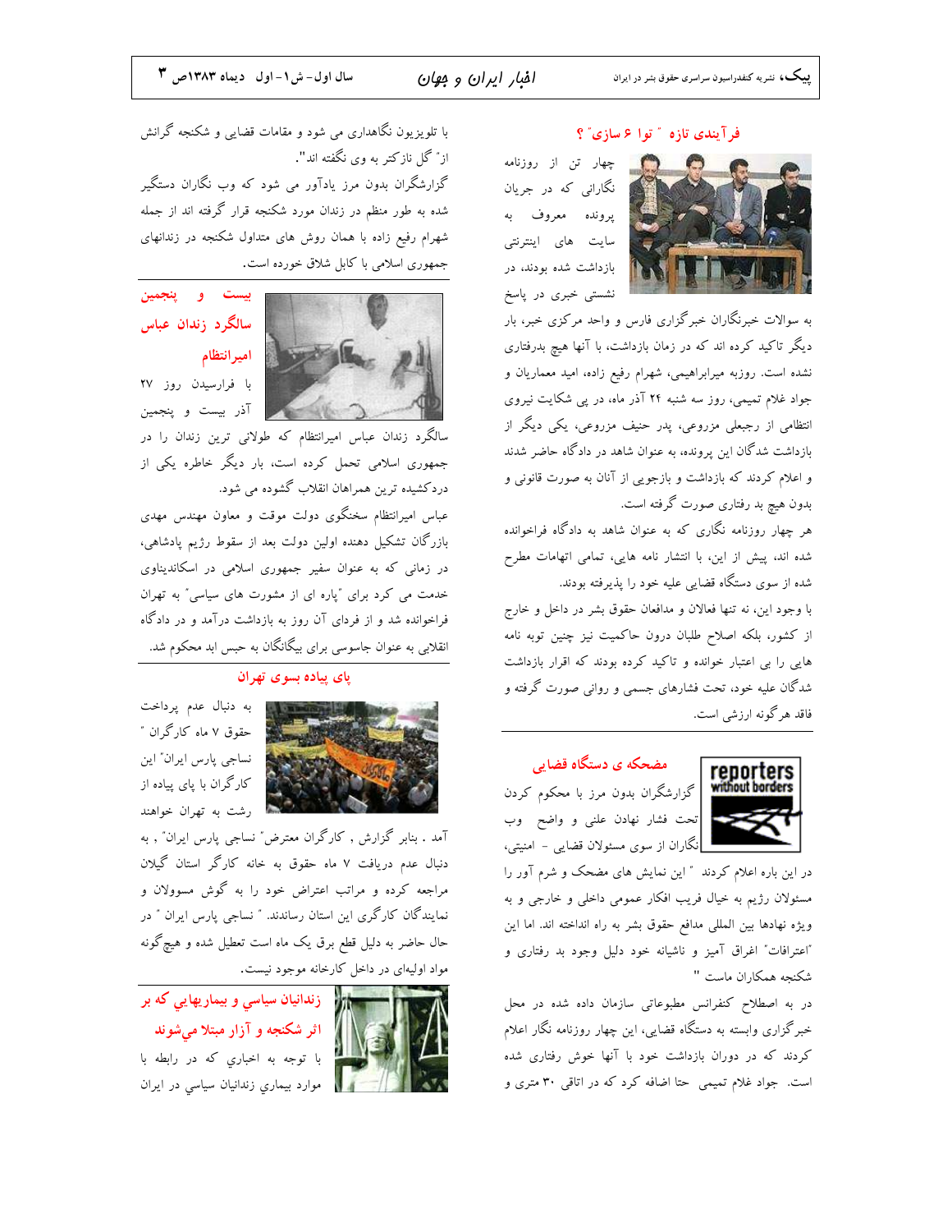## فرآیندی تازه " توا ۶ سازی" ؟

چهار تن از روزنامه نگارانی که در جریان پرونده معروف به سایت های اینترنتی بازداشت شده بودند، در نشستی خبری در پاسخ به سوالات خبرنگاران خبرگزاری فارس و واحد مرکزی خبر، بار دیگر تاکید کرده اند که در زمان بازداشت، با آنها هیچ بدرفتاری نشده است. روزبه میرابراهیمی، شهرام رفیع زاده، امید معماریان و جواد غلام تمیمی، روز سه شنبه ۲۴ آذر ماه، در پی شکایت نیروی انتظامی از رجبعلی مزروعی، پدر حنیف مزروعی، یکی دیگر از بازداشت شدگان این پرونده، به عنوان شاهد در دادگاه حاضر شدند و اعلام کردند که بازداشت و بازجویی از آنان به صورت قانونی و بدون هیچ بد رفتاری صورت گرفته است.

هر چهار روزنامه نگاری که به عنوان شاهد به دادگاه فراخوانده شده اند، پیش از این، با انتشار نامه هایی، تمامی اتهامات مطرح شده از سوی دستگاه قضایی علیه خود را پذیرفته بودند.

با وجود این، نه تنها فعالان و مدافعان حقوق بشر در داخل و خارج از کشور، بلکه اصلاح طلبان درون حاکمیت نیز چنین توبه نامه هایی را بی اعتبار خوانده و تاکید کرده بودند که اقرار بازداشت شدگان علیه خود، تحت فشارهای جسمی و روانی صورت گرفته و فاقد هرگونه ارزشی است.

## مضحکه ی دستگاه قضایی

گزارشگران بدون مرز با محکوم کردن تحت فشار نهادن علنی و واضح وب نگاران از سوی مسئولان قضایی - امنیتی، در این باره اعلام کردند " این نمایش های مضحک و شرم آور را مسئولان رژیم به خیال فریب افکار عمومی داخلی و خارجی و به ویژه نهادها بین المللی مدافع حقوق بشر به راه انداخته اند. اما این "اعترافات" اغراق آمیز و ناشیانه خود دلیل وجود بد رفتاری و شکنجه همکاران ماست "

در به اصطلاح کنفرانس مطبوعاتی سازمان داده شده در محل خبرگزاری وابسته به دستگاه قضایی، این چهار روزنامه نگار اعلام کردند که در دوران بازداشت خود با آنها خوش رفتاری شده است. جواد غلام تمیمی حتا اضافه کرد که در اتاقی ۳۰ متری و با تلویزیون نگاهداری می شود و مقامات قضایی و شکنجه گرانش از" گل نازکتر به وی نگفته اند".

گزارشگران بدون مرز یادآور می شود که وب نگاران دستگیر شده به طور منظم در زندان مورد شکنجه قرار گرفته اند از جمله شهرام رفیع زاده با همان روش های متداول شکنجه در زندانهای جمهوری اسلامی با کابل شلاق خورده است.

## بیست و پنجمین سالگرد زندان عباس امیرانتظام

با فرارسیدن روز ۲۷ آذر بیست و پنجمین سالگرد زندان عباس امیرانتظام که طولانی ترین زندان را در جمهوری اسلامی تحمل کرده است، بار دیگر خاطره یکی از دردکشیده ترین همراهان انقلاب گشوده می شود.

عباس امیرانتظام سخنگوی دولت موقت و معاون مهندس مهدی بازرگان تشکیل دهنده اولین دولت بعد از سقوط رژیم پادشاهی، در زمانی که به عنوان سفیر جمهوری اسلامی در اسکاندیناوی خدمت می کرد برای "پاره ای از مشورت های سیاسی" به تهران فراخوانده شد و از فردای آن روز به بازداشت درآمد و در دادگاه انقلابی به عنوان جاسوسی برای بیگانگان به حبس ابد محکوم شد.

## پای پیاده بسوی تهران

به دنبال عدم پرداخت حقوق ۷ ماه کارگران " نساجی پارس ایران" این کارگران با پای پیاده از رشت به تهران خواهند آمد . بنابر گزارش , کارگران معترض" نساجی پارس ایران" , به دنبال عدم دریافت ۷ ماه حقوق به خانه کارگر استان گیلان مراجعه کرده و مراتب اعتراض خود را به گوش مسوولان و نمایندگان کارگری این استان رساندند. " نساجی پارس ایران " در حال حاضر به دلیل قطع برق یک ماه است تعطیل شده و هیچ‌گونه مواد اولیه‌ای در داخل کارخانه موجود نيست.

## زندانيان سياسي و بيماريهايي كه بر اثر شكنجه و آزار مبتلا می‌شوند

با توجه به اخباري كه در رابطه با موارد بيماري زندانيان سياسي در ايران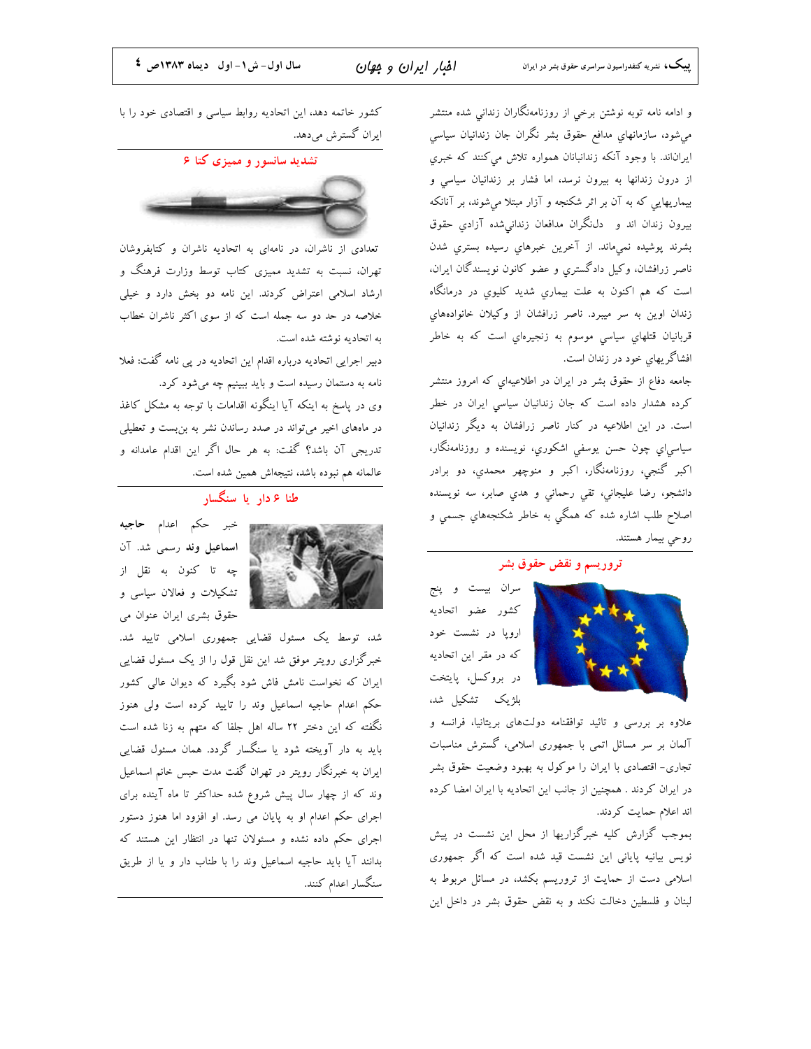و ادامه نامه توبه نوشتن برخي از روزنامه‌نگاران زنداني شده منتشر مي‌شود، سازمانهاي مدافع حقوق بشر نگران جان زندانيان سياسي ايران‌اند. با وجود آنكه زندانبانان همواره تلاش مي‌كنند كه خبري از درون زندانها به بيرون نرسد، اما فشار بر زندانيان سياسي و بيماريهايي كه به آن بر اثر شكنجه و آزار مبتلا مي‌شوند، بر آنانكه بيرون زندان اند و دلنگران مدافعان زنداني‌شده آزادي حقوق بشرند پوشيده نمي‌ماند. از آخرين خبرهاي رسيده بستري شدن ناصر زرافشان، وكيل دادگستري و عضو كانون نويسندگان ايران، است كه هم اكنون به علت بيماري شديد كليوي در درمانگاه زندان اوين به سر ميبرد. ناصر زرافشان از وكيلان خانواده‌هاي قربانيان قتلهاي سياسي موسوم به زنجيره‌اي است كه به خاطر افشاگريهاي خود در زندان است.

جامعه دفاع از حقوق بشر در ايران در اطلاعيه‌اي كه امروز منتشر كرده هشدار داده است كه جان زندانيان سياسي ايران در خطر است. در اين اطلاعيه در كنار ناصر زرافشان به ديگر زندانيان سياسي‌اي چون حسن يوسفي اشكوري، نويسنده و روزنامه‌نگار، اكبر گنجي، روزنامه‌نگار، اكبر و منوچهر محمدي، دو برادر دانشجو، رضا عليجاني، تقي رحماني و هدي صابر، سه نويسنده اصلاح طلب اشاره شده كه همگي به خاطر شكنجه‌هاي جسمي و روحي بيمار هستند.

## تروریسم و نقض حقوق بشر

سران بیست و پنج کشور عضو اتحادیه اروپا در نشست خود که در مقر این اتحادیه در بروکسل، پایتخت بلژیک تشکیل شد، علاوه بر بررسی و تائید توافقنامه دولت‌های بریتانیا، فرانسه و آلمان بر سر مسائل اتمی با جمهوری اسلامی، گسترش مناسبات تجاری- اقتصادی با ایران را موکول به بهبود وضعیت حقوق بشر در ایران کردند . همچنین از جانب این اتحادیه با ایران امضا کرده اند اعلام حمایت کردند.

بموجب گزارش کلیه خبرگزاریها از محل این نشست در پیش نویس بیانیه پایانی این نشست قید شده است که اگر جمهوری اسلامی دست از حمایت از تروریسم بکشد، در مسائل مربوط به لبنان و فلسطین دخالت نکند و به نقض حقوق بشر در داخل این کشور خاتمه دهد، این اتحادیه روابط سیاسی و اقتصادی خود را با ایران گسترش می‌دهد.

## تشدید سانسور و ممیزی کتا ب

تعدادی از ناشران، در نامه‌ای به اتحادیه ناشران و کتابفروشان تهران، نسبت به تشدید ممیزی کتاب توسط وزارت فرهنگ و ارشاد اسلامی اعتراض کردند. این نامه دو بخش دارد و خیلی خلاصه در حد دو سه جمله است که از سوی اکثر ناشران خطاب به اتحادیه نوشته شده است.

دبیر اجرایی اتحادیه درباره اقدام این اتحادیه در پی نامه گفت: فعلا نامه به دستمان رسیده است و باید ببینیم چه می‌شود کرد.

وی در پاسخ به اینکه آیا اینگونه اقدامات با توجه به مشکل کاغذ در ماه‌های اخیر می‌تواند در صدد رساندن نشر به بن‌بست و تعطیلی تدریجی آن باشد؟ گفت: به هر حال اگر این اقدام عامدانه و عالمانه هم نبوده باشد، نتیجه‌اش همین شده است.

## طنا ب دار یا سنگسار

خبر حکم اعدام **حاجیه اسماعیل وند** رسمی شد. آن چه تا کنون به نقل از تشکیلات و فعالان سیاسی و حقوق بشری ایران عنوان می شد، توسط یک مسئول قضایی جمهوری اسلامی تایید شد. خبرگزاری رویتر موفق شد این نقل قول را از یک مسئول قضایی ایران که نخواست نامش فاش شود بگیرد که دیوان عالی کشور حکم اعدام حاجیه اسماعیل وند را تایید کرده است ولی هنوز نگفته که این دختر ۲۲ ساله اهل جلفا که متهم به زنا شده است باید به دار آویخته شود یا سنگسار گردد. همان مسئول قضایی ایران به خبرنگار رویتر در تهران گفت مدت حبس خانم اسماعیل وند که از چهار سال پیش شروع شده حداکثر تا ماه آینده برای اجرای حکم اعدام او به پایان می رسد. او افزود اما هنوز دستور اجرای حکم داده نشده و مسئولان تنها در انتظار این هستند که بدانند آیا باید حاجیه اسماعیل وند را با طناب دار و یا از طریق سنگسار اعدام کنند.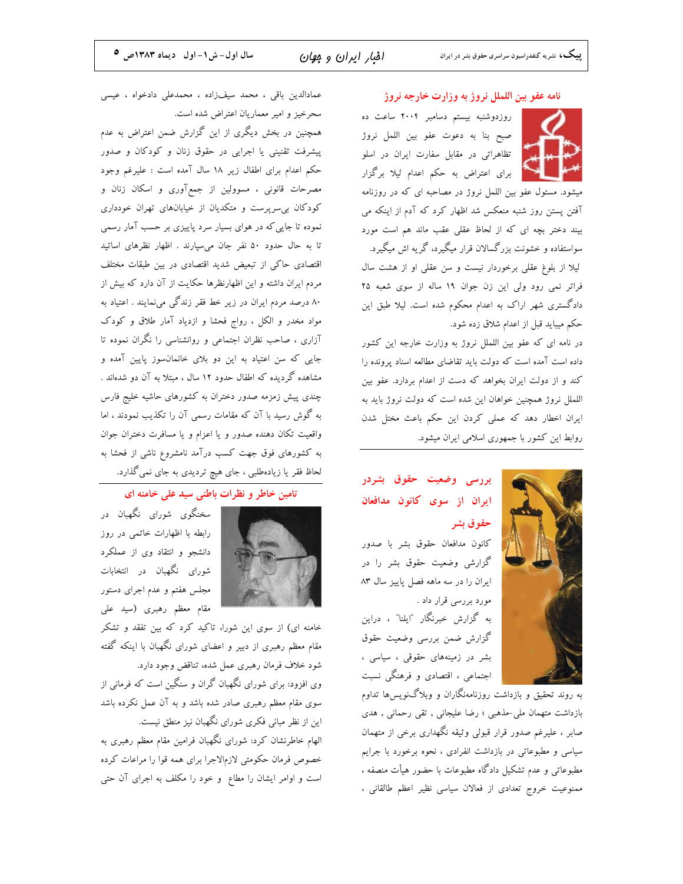## نامه عفو بین الملل نروژ به وزارت خارجه نروژ

روزدوشنبه بیستم دسامبر ۲۰۰۴ ساعت ده صبح بنا به دعوت عفو بین الملل نروژ تظاهراتی در مقابل سفارت ایران در اسلو برای اعتراض به حکم اعدام لیلا برگزار میشود. مسئول عفو بین الملل نروژ در مصاحبه ای که در روزنامه آفتن پستن روز شنبه منعکس شد اظهار کرد که آدم از اینکه می بیند دختر بچه ای که از لحاظ عقلی عقب مانده هم است مورد سواستفاده و خشونت بزرگسالان قرار میگیرد، گریه اش میگیرد.

لیلا از بلوغ عقلی برخوردار نیست و سن عقلی او از هشت سال فراتر نمی رود ولی این زن جوان ۱۹ ساله از سوی شعبه ۲۵ دادگستری شهر اراک به اعدام محکوم شده است. لیلا طبق این حکم میباید قبل از اعدام شلاق زده شود.

در نامه ای که عفو بین الملل نروژ به وزارت خارجه این کشور داده است آمده است که دولت باید تقاضای مطالعه اسناد پرونده را کند و از دولت ایران بخواهد که دست از اعدام بردارد. عفو بین الملل نروژ همچنین خواهان این شده است که دولت نروژ باید به ایران اخطار دهد که عملی کردن این حکم باعث مختل شدن روابط این کشور با جمهوری اسلامی ایران میشود.

## بررسی وضعیت حقوق بشردر ایران از سوی کانون مدافعان حقوق بشر

کانون مدافعان حقوق بشر با صدور گزارش وضعیت حقوق بشر را در ایران را در سه ماهه فصل پاییز سال ۸۳ مورد بررسی قرار داد .

به گزارش خبرنگار "ایلنا" ، دراین گزارش ضمن بررسی وضعیت حقوق بشر در زمینه‌های حقوقی ، سیاسی ، اجتماعی ، اقتصادی و فرهنگی نسبت به روند تحقیق و بازداشت روزنامه‌نگاران و وبلاگ‌نویس‌ها تداوم بازداشت متهمان ملی-مذهبی ؛ رضا علیجانی ، تقی رحمانی ، هدی صابر ، علیرغم صدور قرار قبولی وثیقه نگهداری برخی از متهمان سیاسی و مطبوعاتی در بازداشت انفرادی ، نحوه برخورد با جرایم مطبوعاتی و عدم تشکیل دادگاه مطبوعات با حضور هیأت منصفه ، ممنوعیت خروج تعدادی از فعالان سیاسی نظیر اعظم طالقانی ، عمادالدین باقی ، محمد سیف‌زاده ، محمدعلی دادخواه ، عیسی سحرخیز و امیر معماریان اعتراض شده است.

همچنین در بخش دیگری از این گزارش ضمن اعتراض به عدم پیشرفت تقنینی یا اجرایی در حقوق زنان و کودکان و صدور حکم اعدام برای اطفال زیر ۱۸ سال آمده است : علیرغم وجود مصرحات قانونی ، مسوولین از جمع‌آوری و اسکان زنان و کودکان بی‌سرپرست و متکدیان از خیابان‌های تهران خودداری نموده تا جایی که در هوای بسیار سرد پاییزی بر حسب آمار رسمی تا به حال حدود ۵۰ نفر جان می‌سپارند . اظهار نظرهای اساتید اقتصادی حاکی از تبعیض شدید اقتصادی در بین طبقات مختلف مردم ایران داشته و این اظهارنظرها حکایت از آن دارد که بیش از ۸۰ درصد مردم ایران در زیر خط فقر زندگی می‌نمایند . اعتیاد به مواد مخدر و الکل ، رواج فحشا و ازدیاد آمار طلاق و کودک آزاری ، صاحب نظران اجتماعی و روانشناسی را نگران نموده تا جایی که سن اعتیاد به این دو بلای خانمانسوز پایین آمده و مشاهده گردیده که اطفال حدود ۱۲ سال ، مبتلا به آن دو شده‌اند . چندی پیش زمزمه صدور دختران به کشورهای حاشیه خلیج فارس به گوش رسید با آن که مقامات رسمی آن را تکذیب نمودند ، اما واقعیت تکان دهنده صدور و یا اعزام و یا مسافرت دختران جوان به کشورهای فوق جهت کسب درآمد نامشروع ناشی از فحشا به لحاظ فقر یا زیاده‌طلبی ، جای هیچ تردیدی به جای نمی‌گذارد.

## تامین خاطر و نظرات باطنی سید علی خامنه ای

سخنگوی شورای نگهبان در رابطه با اظهارات خاتمی در روز دانشجو و انتقاد وی از عملکرد شورای نگهبان در انتخابات مجلس هفتم و عدم اجرای دستور مقام معظم رهبری (سید علی خامنه ای) از سوی این شورا، تاکید کرد که بین تفقد و تشکر مقام معظم رهبری از دبیر و اعضای شورای نگهبان با اینکه گفته شود خلاف فرمان رهبری عمل شده، تناقض وجود دارد.

وی افزود: برای شورای نگهبان گران و سنگین است که فرمانی از سوی مقام معظم رهبری صادر شده باشد و به آن عمل نکرده باشد این از نظر مبانی فکری شورای نگهبان نیز منطق نیست.

الهام خاطرنشان کرد: شورای نگهبان فرامین مقام معظم رهبری به خصوص فرمان حکومتی لازم‌الاجرا برای همه قوا را مراعات کرده است و اوامر ایشان را مطاع و خود را مکلف به اجرای آن حتی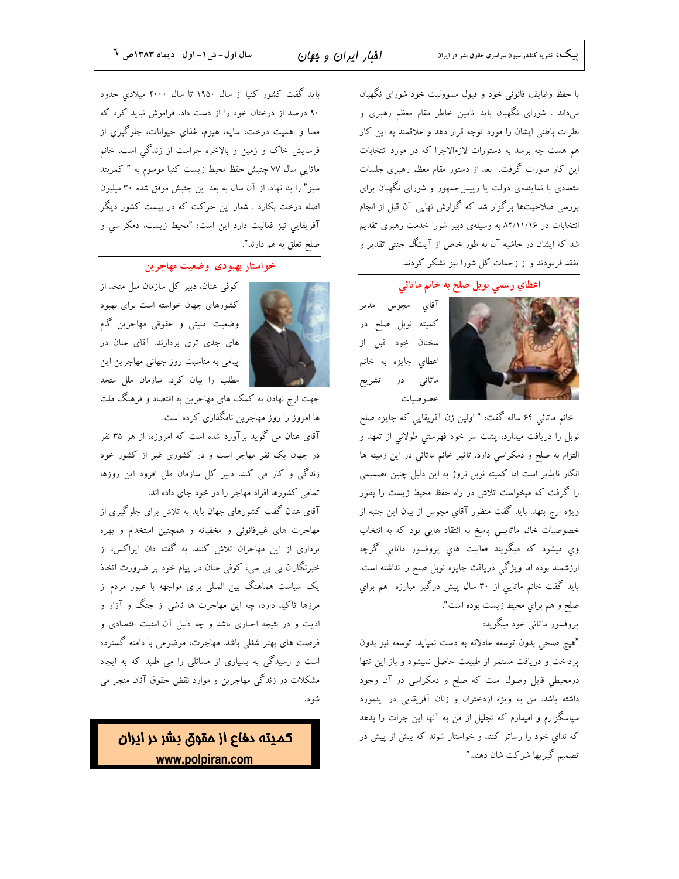با حفظ وظایف قانونی خود و قبول مسوولیت خود شورای نگهبان می‌داند . شورای نگهبان باید تامین خاطر مقام معظم رهبری و نظرات باطنی ایشان را مورد توجه قرار دهد و علاقمند به این کار هم هست چه برسد به دستورات لازم‌الاجرا که در مورد انتخابات این کار صورت گرفت. بعد از دستور مقام معظم رهبری جلسات متعددی با نماینده‌ی دولت یا رییس‌جمهور و شورای نگهبان برای بررسی صلاحیت‌ها برگزار شد که گزارش نهایی آن قبل از انجام انتخابات در ۸۲/۱۱/۱۶ به وسیله‌ی دبیر شورا خدمت رهبری تقدیم شد که ایشان در حاشیه آن به طور خاص از آیتگ جنتی تقدیر و تفقد فرمودند و از زحمات کل شورا نیز تشکر کردند.

## اعطاي رسمي نوبل صلح به خانم ماتائي

آقاي مجوس مدير كميته نوبل صلح در سخنان خود قبل از اعطاي جايزه به خانم ماتائي در تشريح خصوصيات

خانم ماتائي ۶۴ ساله گفت: " اولين زن آفريقايي كه جايزه صلح نوبل را دريافت ميدارد، پشت سر خود فهرستي طولاني از تعهد و التزام به صلح و دمكراسي دارد. تاثير خانم ماتائي در اين زمينه ها انكار ناپذير است اما كميته نوبل نروژ به اين دليل چنين تصميمي را گرفت كه ميخواست تلاش در راه حفظ محيط زيست را بطور ويژه ارج بنهد. بايد گفت منظور آقاي مجوس از بيان اين جنبه از خصوصيات خانم ماتايـي پاسخ به انتقاد هايي بود كه به انتخاب وي ميشود كه ميگويند فعاليت هاي پروفسور ماتايي گرچه ارزشمند بوده اما ويژگي دريافت جايزه نوبل صلح را نداشته است. بايد گفت خانم ماتايي از ۳۰ سال پيش درگير مبارزه هم براي صلح و هم براي محيط زيست بوده است".

پروفسور ماتائي خود ميگويد:

"هيچ صلحي بدون توسعه عادلانه به دست نميايد. توسعه نيز بدون پرداخت و دريافت مستمر از طبيعت حاصل نميشود و باز اين تنها درمحيطي قابل وصول است كه صلح و دمكراسي در آن وجود داشته باشد. من به ويژه ازدختران و زنان آفريقايي در اينمورد سپاسگزارم و اميدارم كه تجليل از من به آنها اين جرات را بدهد كه نداي خود را رساتر كنند و خواستار شوند كه بيش از پيش در تصميم گيريها شركت شان دهند."

بايد گفت كشور كنيا از سال ۱۹۵۰ تا سال ۲۰۰۰ ميلادي حدود ۹۰ درصد از درختان خود را از دست داد. فراموش نبايد كرد كه معنا و اهميت درخت، سايه، هيزم، غذاي حيوانات، جلوگيري از فرسايش خاک و زمين و بالاخره حراست از زندگي است. خانم ماتايي سال ۷۷ جنبش حفظ محيط زيست كنيا موسوم به " كمربند سبز" را بنا نهاد. از آن سال به بعد اين جنبش موفق شده ۳۰ ميليون اصله درخت بكارد . شعار اين حركت كه در بيست كشور ديگر آفريقايي نيز فعاليت دارد اين است: "محيط زيست، دمكراسي و صلح تعلق به هم دارند".

## خواستار بهبودی وضعیت مهاجرین

کوفی عنان، دبیر کل سازمان ملل متحد از کشورهای جهان خواسته است برای بهبود وضعیت امنیتی و حقوقی مهاجرین گام های جدی تری بردارند. آقای عنان در پیامی به مناسبت روز جهانی مهاجرین این مطلب را بیان کرد. سازمان ملل متحد جهت ارج نهادن به کمک های مهاجرین به اقتصاد و فرهنگ ملت ها امروز را روز مهاجرین نامگذاری کرده است.

آقای عنان می گوید برآورد شده است که امروزه، از هر ۳۵ نفر در جهان یک نفر مهاجر است و در کشوری غیر از کشور خود زندگی و کار می کند. دبیر کل سازمان ملل افزود این روزها تمامی کشورها افراد مهاجر را در خود جای داده اند.

آقای عنان گفت کشورهای جهان باید به تلاش برای جلوگیری از مهاجرت های غیرقانونی و مخفیانه و همچنین استخدام و بهره برداری از این مهاجران تلاش کنند. به گفته دان ایزاکس، از خبرنگاران بی بی سی، کوفی عنان در پیام خود بر ضرورت اتخاذ یک سیاست هماهنگ بین المللی برای مواجهه با عبور مردم از مرزها تاکید دارد، چه این مهاجرت ها ناشی از جنگ و آزار و اذیت و در نتیجه اجباری باشد و چه دلیل آن امنیت اقتصادی و فرصت های بهتر شغلی باشد. مهاجرت، موضوعی با دامنه گسترده است و رسیدگی به بسیاری از مسائلی را می طلبد که به ایجاد مشکلات در زندگی مهاجرین و موارد نقض حقوق آنان منجر می شود.

**کمیته دفاع از حقوق بشر در ایران**

**www.polpiran.com**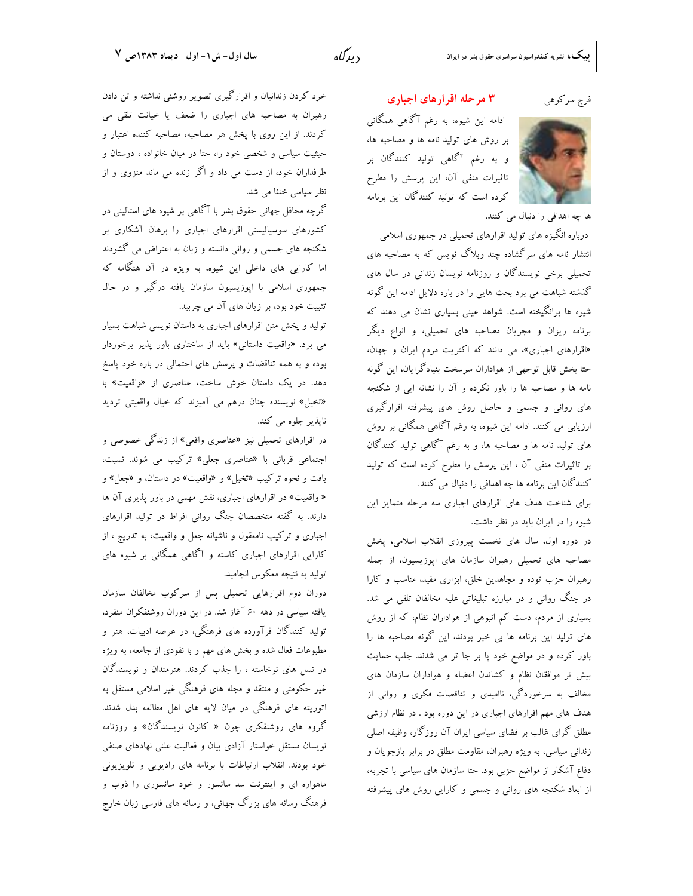فرج سرکوهی

## ۳ مرحله اقرارهای اجباری

ادامه این شیوه، به رغم آگاهی همگانی بر روش های تولید نامه ها و مصاحبه ها، و به رغم آگاهی تولید کنندگان بر تاثیرات منفی آن، این پرسش را مطرح کرده است که تولید کنندگان این برنامه ها چه اهدافی را دنبال می کنند.

درباره انگیزه های تولید اقرارهای تحمیلی در جمهوری اسلامی انتشار نامه های سرگشاده چند وبلاگ نویس که به مصاحبه های تحمیلی برخی نویسندگان و روزنامه نویسان زندانی در سال های گذشته شباهت می برد بحث هایی را در باره دلایل ادامه این گونه شیوه ها برانگیخته است. شواهد عینی بسیاری نشان می دهند که برنامه ریزان و مجریان مصاحبه های تحمیلی، و انواع دیگر «اقرارهای اجباری»، می دانند که اکثریت مردم ایران و جهان، حتا بخش قابل توجهی از هواداران سرسخت بنیادگرایان، این گونه نامه ها و مصاحبه ها را باور نکرده و آن را نشانه ایی از شکنجه های روانی و جسمی و حاصل روش های پیشرفته اقرارگیری ارزیابی می کنند. ادامه این شیوه، به رغم آگاهی همگانی بر روش های تولید نامه ها و مصاحبه ها، و به رغم آگاهی تولید کنندگان بر تاثیرات منفی آن ، این پرسش را مطرح کرده است که تولید کنندگان این برنامه ها چه اهدافی را دنبال می کنند.

برای شناخت هدف های اقرارهای اجباری سه مرحله متمایز این شیوه را در ایران باید در نظر داشت.

در دوره اول، سال های نخست پیروزی انقلاب اسلامی، پخش مصاحبه های تحمیلی رهبران سازمان های اپوزیسیون، از جمله رهبران حزب توده و مجاهدین خلق، ابزاری مفید، مناسب و کارا در جنگ روانی و در مبارزه تبلیغاتی علیه مخالفان تلقی می شد. بسیاری از مردم، دست کم انبوهی از هواداران نظام، که از روش های تولید این برنامه ها بی خبر بودند، این گونه مصاحبه ها را باور کرده و در مواضع خود پا بر جا تر می شدند. جلب حمایت بیش تر موافقان نظام و کشاندن اعضاء و هواداران سازمان های مخالف به سرخوردگی، ناامیدی و تناقصات فکری و روانی از هدف های مهم اقرارهای اجباری در این دوره بود . در نظام ارزشی مطلق گرای غالب بر فضای سیاسی ایران آن روزگار، وظیفه اصلی زندانی سیاسی، به ویژه رهبران، مقاومت مطلق در برابر بازجویان و دفاع آشکار از مواضع حزبی بود. حتا سازمان های سیاسی با تجربه، از ابعاد شکنجه های روانی و جسمی و کارایی روش های پیشرفته خرد کردن زندانیان و اقرارگیری تصویر روشنی نداشته و تن دادن رهبران به مصاحبه های اجباری را ضعف یا خیانت تلقی می کردند. از این روی با پخش هر مصاحبه، مصاحبه کننده اعتبار و حیثیت سیاسی و شخصی خود را، حتا در میان خانواده ، دوستان و طرفداران خود، از دست می داد و اگر زنده می ماند منزوی و از نظر سیاسی خنثا می شد.

گرچه محافل جهانی حقوق بشر با آگاهی بر شیوه های استالینی در کشورهای سوسیالیستی اقرارهای اجباری را برهان آشکاری بر شکنجه های جسمی و روانی دانسته و زبان به اعتراض می گشودند اما کارایی های داخلی این شیوه، به ویژه در آن هنگامه که جمهوری اسلامی با اپوزیسیون سازمان یافته درگیر و در حال تثبیت خود بود، بر زیان های آن می چربید.

تولید و پخش متن اقرارهای اجباری به داستان نویسی شباهت بسیار می برد. «واقعیت داستانی» باید از ساختاری باور پذیر برخوردار بوده و به همه تناقضات و پرسش های احتمالی در باره خود پاسخ دهد. در یک داستان خوش ساخت، عناصری از «واقعیت» با «تخیل» نویسنده چنان درهم می آمیزند که خیال واقعیتی تردید ناپذیر جلوه می کند.

در اقرارهای تحمیلی نیز «عناصری واقعی» از زندگی خصوصی و اجتماعی قربانی با «عناصری جعلی» ترکیب می شوند. نسبت، بافت و نحوه ترکیب «تخیل» و «واقعیت» در داستان، و «جعل» و « واقعیت» در اقرارهای اجباری، نقش مهمی در باور پذیری آن ها دارند. به گفته متخصصان جنگ روانی افراط در تولید اقرارهای اجباری و ترکیب نامعقول و ناشیانه جعل و واقعیت، به تدریج ، از کارایی اقرارهای اجباری کاسته و آگاهی همگانی بر شیوه های تولید به نتیجه معکوس انجامید.

دوران دوم اقرارهایی تحمیلی پس از سرکوب مخالفان سازمان یافته سیاسی در دهه ۶۰ آغاز شد. در این دوران روشنفکران منفرد، تولید کنندگان فرآورده های فرهنگی، در عرصه ادبیات، هنر و مطبوعات فعال شده و بخش های مهم و با نفوذی از جامعه، به ویژه در نسل های نوخاسته ، را جذب کردند. هنرمندان و نویسندگان غیر حکومتی و منتقد و مجله های فرهنگی غیر اسلامی مستقل به اتوریته های فرهنگی در میان لایه های اهل مطالعه بدل شدند. گروه های روشنفکری چون « کانون نویسندگان» و روزنامه نویسان مستقل خواستار آزادی بیان و فعالیت علنی نهادهای صنفی خود بودند. انقلاب ارتباطات با برنامه های رادیویی و تلویزیونی ماهواره ای و اینترنت سد سانسور و خود سانسوری را ذوب و فرهنگ رسانه های بزرگ جهانی، و رسانه های فارسی زبان خارج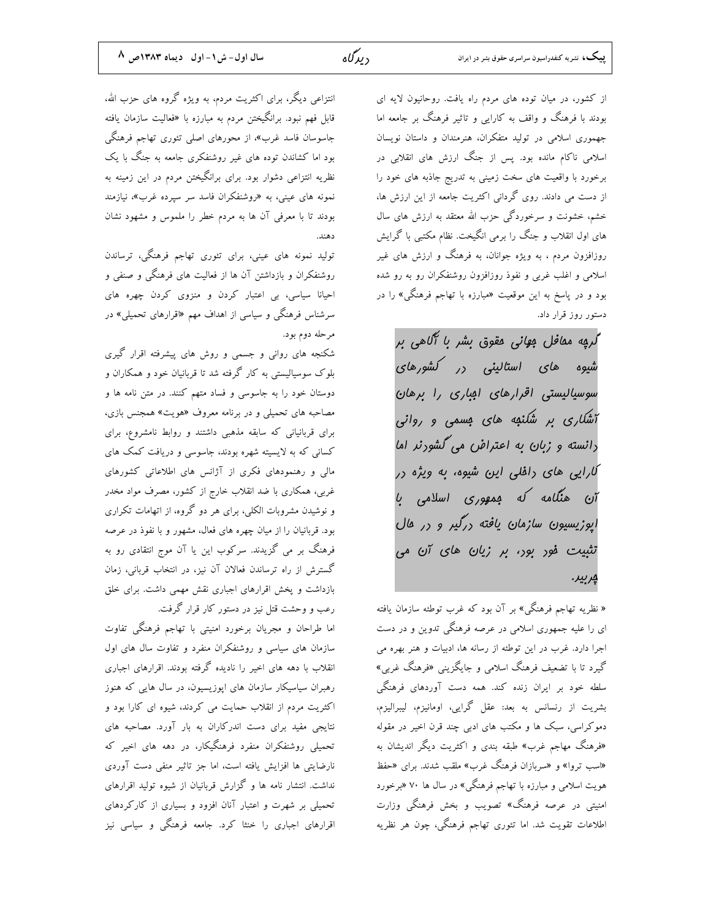از کشور، در میان توده های مردم راه یافت. روحانیون لایه ای بودند با فرهنگ و واقف به کارایی و تاثیر فرهنگ بر جامعه اما جمهوری اسلامی در تولید متفکران، هنرمندان و داستان نویسان اسلامی ناکام مانده بود. پس از جنگ ارزش های انقلابی در برخورد با واقعیت های سخت زمینی به تدریج جاذبه های خود را از دست می دادند. روی گردانی اکثریت جامعه از این ارزش ها، خشم، خشونت و سرخوردگی حزب الله معتقد به ارزش های سال های اول انقلاب و جنگ را برمی انگیخت. نظام مکتبی با گرایش روزافزون مردم ، به ویژه جوانان، به فرهنگ و ارزش های غیر اسلامی و اغلب غربی و نفوذ روزافزون روشنفکران رو به رو شده بود و در پاسخ به این موقعیت «مبارزه با تهاجم فرهنگی» را در دستور روز قرار داد.

> *گرچه محافل جهانی حقوق بشر با آگاهی بر شیوه های استالینی در کشورهای سوسیالیستی اقرارهای اجباری را برهان آشکاری بر شکنجه های جسمی و روانی دانسته و زبان به اعتراض می گشودند اما کارایی های داخلی این شیوه، به ویژه در آن هنگامه که جمهوری اسلامی با اپوزیسیون سازمان یافته درگیر و در حال تثبیت خود بود، بر زیان های آن می چربید.*

« نظریه تهاجم فرهنگی» بر آن بود که غرب توطئه سازمان یافته ای را علیه جمهوری اسلامی در عرصه فرهنگی تدوین و در دست اجرا دارد. غرب در این توطئه از رسانه ها، ادبیات و هنر بهره می گیرد تا با تضعیف فرهنگ اسلامی و جایگزینی «فرهنگ غربی» سلطه خود بر ایران زنده کند. همه دست آوردهای فرهنگی بشریت از رنسانس به بعد: عقل گرایی، اومانیزم، لیبرالیزم، دموکراسی، سبک ها و مکتب های ادبی چند قرن اخیر در مقوله «فرهنگ مهاجم غرب» طبقه بندی و اکثریت دیگر اندیشان به «اسب تروا» و «سربازان فرهنگ غرب» ملقب شدند. برای «حفظ هویت اسلامی و مبارزه با تهاجم فرهنگی» در سال ها ۷۰ «برخورد امنیتی در عرصه فرهنگ» تصویب و بخش فرهنگی وزارت اطلاعات تقویت شد. اما تئوری تهاجم فرهنگی، چون هر نظریه انتزاعی دیگر، برای اکثریت مردم، به ویژه گروه های حزب الله، قابل فهم نبود. برانگیختن مردم به مبارزه با «فعالیت سازمان یافته جاسوسان فاسد غرب»، از محورهای اصلی تئوری تهاجم فرهنگی بود اما کشاندن توده های غیر روشنفکری جامعه به جنگ با یک نظریه انتزاعی دشوار بود. برای برانگیختن مردم در این زمینه به نمونه های عینی، به «روشنفکران فاسد سر سپرده غرب»، نیازمند بودند تا با معرفی آن ها به مردم خطر را ملموس و مشهود نشان دهند.

تولید نمونه های عینی، برای تئوری تهاجم فرهنگی، ترساندن روشنفکران و بازداشتن آن ها از فعالیت های فرهنگی و صنفی و احیانا سیاسی، بی اعتبار کردن و منزوی کردن چهره های سرشناس فرهنگی و سیاسی از اهداف مهم «اقرارهای تحمیلی» در مرحله دوم بود.

شکنجه های روانی و جسمی و روش های پیشرفته اقرار گیری بلوک سوسیالیستی به کار گرفته شد تا قربانیان خود و همکاران و دوستان خود را به جاسوسی و فساد متهم کنند. در متن نامه ها و مصاحبه های تحمیلی و در برنامه معروف «هویت» همجنس بازی، برای قربانیانی که سابقه مذهبی داشتند و روابط نامشروع، برای کسانی که به لایسیته شهره بودند، جاسوسی و دریافت کمک های مالی و رهنمودهای فکری از آژانس های اطلاعاتی کشورهای غربی، همکاری با ضد انقلاب خارج از کشور، مصرف مواد مخدر و نوشیدن مشروبات الکلی، برای هر دو گروه، از اتهامات تکراری بود. قربانیان را از میان چهره های فعال، مشهور و با نفوذ در عرصه فرهنگ بر می گزیدند. سرکوب این یا آن موج انتقادی رو به گسترش از راه ترساندن فعالان آن نیز، در انتخاب قربانی، زمان بازداشت و پخش اقرارهای اجباری نقش مهمی داشت. برای خلق رعب و وحشت قتل نیز در دستور کار قرار گرفت.

اما طراحان و مجریان برخورد امنیتی با تهاجم فرهنگی تفاوت سازمان های سیاسی و روشنفکران منفرد و تفاوت سال های اول انقلاب با دهه های اخیر را نادیده گرفته بودند. اقرارهای اجباری رهبران سیاسیکار سازمان های اپوزیسیون، در سال هایی که هنوز اکثریت مردم از انقلاب حمایت می کردند، شیوه ای کارا بود و نتایجی مفید برای دست اندرکاران به بار آورد. مصاحبه های تحمیلی روشنفکران منفرد فرهنگیکار، در دهه های اخیر که نارضایتی ها افزایش یافته است، اما جز تاثیر منفی دست آوردی نداشت. انتشار نامه ها و گزارش قربانیان از شیوه تولید اقرارهای تحمیلی بر شهرت و اعتبار آنان افزود و بسیاری از کارکردهای اقرارهای اجباری را خنثا کرد. جامعه فرهنگی و سیاسی نیز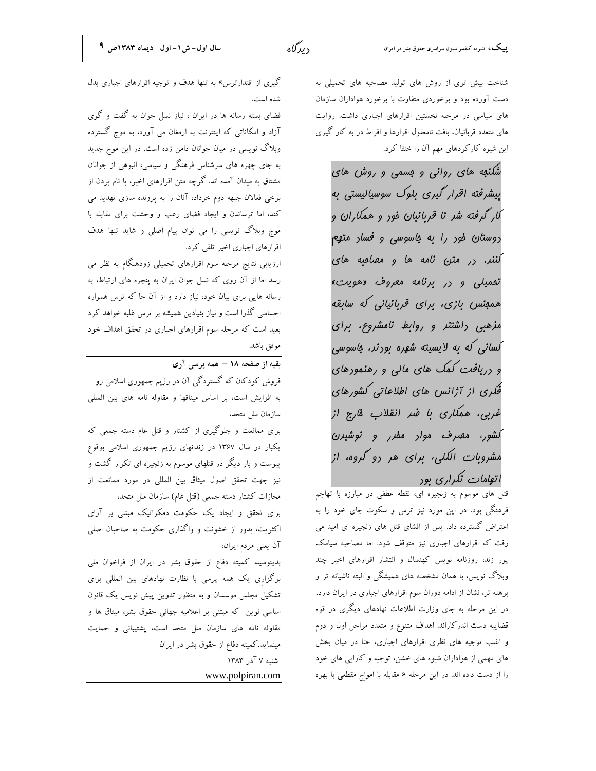شناخت بیش تری از روش های تولید مصاحبه های تحمیلی به دست آورده بود و برخوردی متفاوت با برخورد هواداران سازمان های سیاسی در مرحله نخستین اقرارهای اجباری داشت. روایت های متعدد قربانیان، بافت نامعقول اقرارها و افراط در به کار گیری این شیوه کارکردهای مهم آن را خنثا کرد.

**شکنجه های روانی و جسمی و روش های پیشرفته اقرار گیری بلوک سوسیالیستی به کار گرفته شد تا قربانیان خود و همکاران و دوستان خود را به جاسوسی و فساد متهم کنند. در متن نامه ها و مصاحبه های تحمیلی و در برنامه معروف «هویت» همجنس بازی، برای قربانیانی که سابقه مذهبی داشتند و روابط نامشروع، برای کسانی که به لایسته شهره بودند، جاسوسی و دریافت کمک های مالی و رهنمودهای فکری از آژانس های اطلاعاتی کشورهای غربی، همکاری با ضد انقلاب خارج از کشور، مصرف مواد مخدر و نوشیدن مشروبات الکلی، برای هر دو گروه، از اتهامات تکراری بود**

قتل های موسوم به زنجیره ای، نقطه عطفی در مبارزه با تهاجم فرهنگی بود. در این مورد نیز ترس و سکوت جای خود را به اعتراض گسترده داد. پس از افشای قتل های زنجیره ای امید می رفت که اقرارهای اجباری نیز متوقف شود. اما مصاحبه سیامک پور زند، روزنامه نویس کهنسال و انتشار اقرارهای اخیر چند وبلاگ نویس، با همان مشخصه های همیشگی و البته ناشیانه تر و برهنه تر، نشان از ادامه دوران سوم اقرارهای اجباری در ایران دارد. در این مرحله به جای وزارت اطلاعات نهادهای دیگری در قوه قضاییه دست اندرکاراند. اهداف متنوع و متعدد مراحل اول و دوم و اغلب توجیه های نظری اقرارهای اجباری، حتا در میان بخش های مهمی از هواداران شیوه های خشن، توجیه و کارایی های خود را از دست داده اند. در این مرحله « مقابله با امواج مقطعی با بهره گیری از اقتدارترس» به تنها هدف و توجیه اقرارهای اجباری بدل شده است.

فضای بسته رسانه ها در ایران ، نیاز نسل جوان به گفت و گوی آزاد و امکاناتی که اینترنت به ارمغان می آورد، به موج گسترده وبلاگ نویسی در میان جوانان دامن زده است. در این موج جدید به جای چهره های سرشناس فرهنگی و سیاسی، انبوهی از جوانان مشتاق به میدان آمده اند. گرچه متن اقرارهای اخیر، با نام بردن از برخی فعالان جبهه دوم خرداد، آنان را به پرونده سازی تهدید می کند، اما ترساندن و ایجاد فضای رعب و وحشت برای مقابله با موج وبلاگ نویسی را می توان پیام اصلی و شاید تنها هدف اقرارهای اجباری اخیر تلقی کرد.

ارزیابی نتایج مرحله سوم اقرارهای تحمیلی زودهنگام به نظر می رسد اما از آن روی که نسل جوان ایران به پنجره های ارتباط، به رسانه هایی برای بیان خود، نیاز دارد و از آن جا که ترس همواره احساسی گذرا است و نیاز بنیادین همیشه بر ترس غلبه خواهد کرد بعید است که مرحله سوم اقرارهای اجباری در تحقق اهداف خود موفق باشد.

---

**بقیه از صفحه ۱۸ – همه پرسی آری**

فروش کودکان که گستردگی آن در رژیم جمهوری اسلامی رو به افزایش است، بر اساس میثاقها و مقاوله نامه های بین المللی سازمان ملل متحد،

برای ممانعت و جلوگیری از کشتار و قتل عام دسته جمعی که یکبار در سال ۱۳۶۷ در زندانهای رژیم جمهوری اسلامی بوقوع پیوست و بار دیگر در قتلهای موسوم به زنجیره ای تکرار گشت و نیز جهت تحقق اصول میثاق بین المللی در مورد ممانعت از مجازات کشتار دسته جمعی (قتل عام) سازمان ملل متحد،

برای تحقق و ایجاد یک حکومت دمکراتیک مبتنی بر آرای اکثریت، بدور از خشونت و واگذاری حکومت به صاحبان اصلی آن یعنی مردم ایران،

بدینوسیله کمیته دفاع از حقوق بشر در ایران از فراخوان ملی برگزاری یک همه پرسی با نظارت نهادهای بین المللی برای تشکیل مجلس موسسان و به منظور تدوین پیش نویس یک قانون اساسی نوین که مبتنی بر اعلامیه جهانی حقوق بشر، میثاق ها و مقاوله نامه های سازمان ملل متحد است، پشتیبانی و حمایت مینماید.کمیته دفاع از حقوق بشر در ایران

شنبه ۷ آذر ۱۳۸۳

www.polpiran.com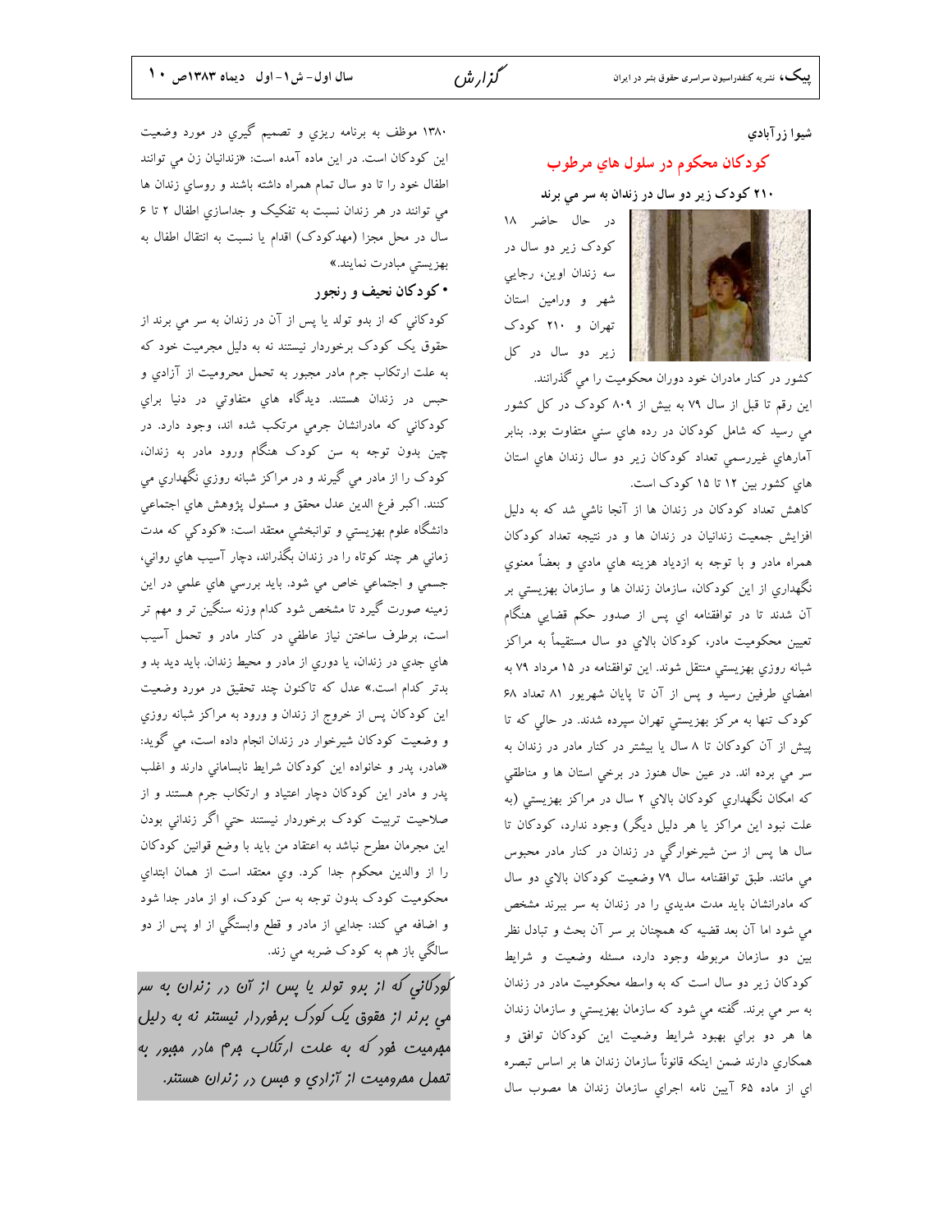شیوا زرآبادي

## کودکان محکوم در سلول هاي مرطوب

**۲۱۰ کودک زير دو سال در زندان به سر مي برند**

در حال حاضر ۱۸ کودک زير دو سال در سه زندان اوين، رجايي شهر و ورامين استان تهران و ۲۱۰ کودک زير دو سال در کل کشور در کنار مادران خود دوران محکوميت را مي گذرانند. اين رقم تا قبل از سال ۷۹ به بيش از ۸۰۹ کودک در کل کشور مي رسيد که شامل کودکان در رده هاي سني متفاوت بود. بنابر آمارهاي غيررسمي تعداد کودکان زير دو سال زندان هاي استان هاي کشور بين ۱۲ تا ۱۵ کودک است.

کاهش تعداد کودکان در زندان ها از آنجا ناشي شد که به دليل افزايش جمعيت زندانيان در زندان ها و در نتيجه تعداد کودکان همراه مادر و با توجه به ازدياد هزينه هاي مادي و بعضاً معنوي نگهداري از اين کودکان، سازمان زندان ها و سازمان بهزيستي بر آن شدند تا در توافقنامه اي پس از صدور حکم قضايي هنگام تعيين محکوميت مادر، کودکان بالاي دو سال مستقيماً به مراکز شبانه روزي بهزيستي منتقل شوند. اين توافقنامه در ۱۵ مرداد ۷۹ به امضاي طرفين رسيد و پس از آن تا پايان شهريور ۸۱ تعداد ۶۸ کودک تنها به مرکز بهزيستي تهران سپرده شدند. در حالي که تا پيش از آن کودکان تا ۸ سال يا بيشتر در کنار مادر در زندان به سر مي برده اند. در عين حال هنوز در برخي استان ها و مناطقي که امکان نگهداري کودکان بالاي ۲ سال در مراکز بهزيستي (به علت نبود اين مراکز يا هر دليل ديگر) وجود ندارد، کودکان تا سال ها پس از سن شيرخوارگي در زندان در کنار مادر محبوس مي مانند. طبق توافقنامه سال ۷۹ وضعيت کودکان بالاي دو سال که مادرانشان بايد مدت مديدي را در زندان به سر ببرند مشخص مي شود اما آن بعد قضيه که همچنان بر سر آن بحث و تبادل نظر بين دو سازمان مربوطه وجود دارد، مسئله وضعيت و شرايط کودکان زير دو سال است که به واسطه محکوميت مادر در زندان به سر مي برند. گفته مي شود که سازمان بهزيستي و سازمان زندان ها هر دو براي بهبود شرايط وضعيت اين کودکان توافق و همکاري دارند ضمن اينکه قانوناً سازمان زندان ها بر اساس تبصره اي از ماده ۶۵ آيين نامه اجراي سازمان زندان ها مصوب سال ۱۳۸۰ موظف به برنامه ريزي و تصميم گيري در مورد وضعيت اين کودکان است. در اين ماده آمده است: «زندانيان زن مي توانند اطفال خود را تا دو سال تمام همراه داشته باشند و روساي زندان ها مي توانند در هر زندان نسبت به تفکيک و جداسازي اطفال ۲ تا ۶ سال در محل مجزا (مهدکودک) اقدام يا نسبت به انتقال اطفال به بهزيستي مبادرت نمايند.»

### • کودکان نحيف و رنجور

کودکاني که از بدو تولد يا پس از آن در زندان به سر مي برند از حقوق يک کودک برخوردار نيستند نه به دليل مجرميت خود که به علت ارتکاب جرم مادر مجبور به تحمل محروميت از آزادي و حبس در زندان هستند. ديدگاه هاي متفاوتي در دنيا براي کودکاني که مادرانشان جرمي مرتکب شده اند، وجود دارد. در چين بدون توجه به سن کودک هنگام ورود مادر به زندان، کودک را از مادر مي گيرند و در مراکز شبانه روزي نگهداري مي کنند. اکبر فرع الدين عدل محقق و مسئول پژوهش هاي اجتماعي دانشگاه علوم بهزيستي و توانبخشي معتقد است: «کودکي که مدت زماني هر چند کوتاه را در زندان بگذراند، دچار آسيب هاي رواني، جسمي و اجتماعي خاص مي شود. بايد بررسي هاي علمي در اين زمينه صورت گيرد تا مشخص شود کدام وزنه سنگين تر و مهم تر است، برطرف ساختن نياز عاطفي در کنار مادر و تحمل آسيب هاي جدي در زندان، يا دوري از مادر و محيط زندان. بايد ديد بد و بدتر کدام است.» عدل که تاکنون چند تحقيق در مورد وضعيت اين کودکان پس از خروج از زندان و ورود به مراکز شبانه روزي و وضعيت کودکان شيرخوار در زندان انجام داده است، مي گويد: «مادر، پدر و خانواده اين کودکان شرايط نابساماني دارند و اغلب پدر و مادر اين کودکان دچار اعتياد و ارتکاب جرم هستند و از صلاحيت تربيت کودک برخوردار نيستند حتي اگر زنداني بودن اين مجرمان مطرح نباشد به اعتقاد من بايد با وضع قوانين کودکان را از والدين محکوم جدا کرد. وي معتقد است از همان ابتداي محکوميت کودک بدون توجه به سن کودک، او از مادر جدا شود و اضافه مي کند: جدايي از مادر و قطع وابستگي از او پس از دو سالگي باز هم به کودک ضربه مي زند.

*کودکاني که از بدو تولد يا پس از آن در زندان به سر مي برند از حقوق يک کودک برخوردار نيستند نه به دليل مجرميت خود که به علت ارتکاب جرم مادر مجبور به تحمل محروميت از آزادي و حبس در زندان هستند.*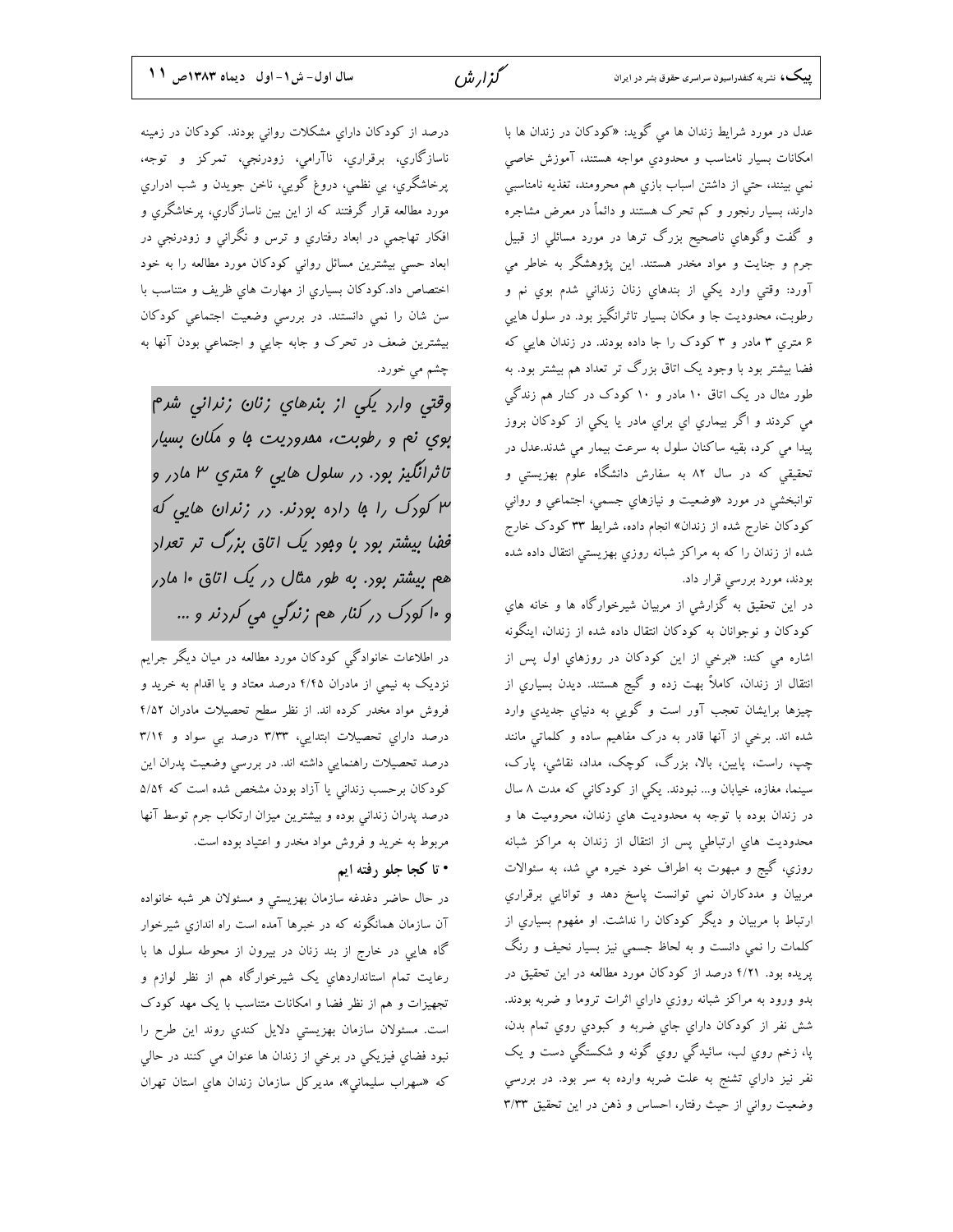عدل در مورد شرایط زندان ها مي گويد: «کودکان در زندان ها با امکانات بسیار نامناسب و محدودي مواجه هستند، آموزش خاصي نمي بينند، حتي از داشتن اسباب بازي هم محرومند، تغذيه نامناسبي دارند، بسيار رنجور و کم تحرک هستند و دائماً در معرض مشاجره و گفت وگوهاي ناصحيح بزرگ ترها در مورد مسائلي از قبيل جرم و جنايت و مواد مخدر هستند. اين پژوهشگر به خاطر مي آورد: وقتي وارد يکي از بندهاي زنان زنداني شدم بوي نم و رطوبت، محدوديت جا و مکان بسيار تاثرانگيز بود. در سلول هايي ۶ متري ۳ مادر و ۳ کودک را جا داده بودند. در زندان هايي که فضا بيشتر بود با وجود يک اتاق بزرگ تر تعداد هم بيشتر بود. به طور مثال در يک اتاق ۱۰ مادر و ۱۰ کودک در کنار هم زندگي مي کردند و اگر بيماري اي براي مادر يا يکي از کودکان بروز پيدا مي کرد، بقيه ساکنان سلول به سرعت بيمار مي شدند.عدل در تحقيقي که در سال ۸۲ به سفارش دانشگاه علوم بهزيستي و توانبخشي در مورد «وضعيت و نيازهاي جسمي، اجتماعي و رواني کودکان خارج شده از زندان» انجام داده، شرايط ۳۳ کودک خارج شده از زندان را که به مراکز شبانه روزي بهزيستي انتقال داده شده بودند، مورد بررسي قرار داد.

در اين تحقيق به گزارشي از مربيان شيرخوارگاه ها و خانه هاي کودکان و نوجوانان به کودکان انتقال داده شده از زندان، اينگونه اشاره مي کند: «برخي از اين کودکان در روزهاي اول پس از انتقال از زندان، کاملاً بهت زده و گيج هستند. ديدن بسياري از چيزها برايشان تعجب آور است و گويي به دنياي جديدي وارد شده اند. برخي از آنها قادر به درک مفاهيم ساده و کلماتي مانند چپ، راست، پايين، بالا، بزرگ، کوچک، مداد، نقاشي، پارک، سينما، مغازه، خيابان و... نبودند. يکي از کودکاني که مدت ۸ سال در زندان بوده با توجه به محدوديت هاي زندان، محروميت ها و محدوديت هاي ارتباطي پس از انتقال از زندان به مراکز شبانه روزي، گيج و مبهوت به اطراف خود خيره مي شد، به سئوالات مربيان و مددکاران نمي توانست پاسخ دهد و توانايي برقراري ارتباط با مربيان و ديگر کودکان را نداشت. و مفهوم بسياري از کلمات را نمي دانست و به لحاظ جسمي نيز بسيار نحيف و رنگ پريده بود. ۴/۲۱ درصد از کودکان مورد مطالعه در اين تحقيق در بدو ورود به مراکز شبانه روزي داراي اثرات تروما و ضربه بودند. شش نفر از کودکان داراي جاي ضربه و کبودي روي تمام بدن، پا، زخم روي لب، سائيدگي روي گونه و شکستگي دست و يک نفر نيز داراي تشنج به علت ضربه وارده به سر بود. در بررسي وضعيت رواني از حيث رفتار، احساس و ذهن در اين تحقيق ۳/۳۳ درصد از کودکان داراي مشکلات رواني بودند. کودکان در زمينه ناسازگاري، برقراري، ناآرامي، زودرنجي، تمرکز و توجه، پرخاشگري، بي نظمي، دروغ گويي، ناخن جويدن و شب ادراري مورد مطالعه قرار گرفتند که از اين بين ناسازگاري، پرخاشگري و افکار تهاجمي در ابعاد رفتاري و ترس و نگراني و زودرنجي در ابعاد حسي بيشترين مسائل رواني کودکان مورد مطالعه را به خود اختصاص داد.کودکان بسياري از مهارت هاي ظريف و متناسب با سن شان را نمي دانستند. در بررسي وضعيت اجتماعي کودکان بيشترين ضعف در تحرک و جابه جايي و اجتماعي بودن آنها به چشم مي خورد.

> وقتي وارد يکي از بندهاي زنان زنداني شدم بوي نم و رطوبت، محدوديت جا و مکان بسيار تاثرانگيز بود. در سلول هايي ۶ متري ۳ مادر و ۳ کودک را جا داده بودند. در زندان هايي که فضا بيشتر بود با وجود يک اتاق بزرگ تر تعداد هم بيشتر بود. به طور مثال در يک اتاق ۱۰ مادر و ۱۰ کودک در کنار هم زندگي مي کردند و ...

در اطلاعات خانوادگي کودکان مورد مطالعه در ميان ديگر جرايم نزديک به نيمي از مادران ۴/۴۵ درصد معتاد و يا اقدام به خريد و فروش مواد مخدر کرده اند. از نظر سطح تحصيلات مادران ۴/۵۲ درصد داراي تحصيلات ابتدايي، ۳/۳۳ درصد بي سواد و ۳/۱۴ درصد تحصيلات راهنمايي داشته اند. در بررسي وضعيت پدران اين کودکان برحسب زنداني يا آزاد بودن مشخص شده است که ۵/۵۴ درصد پدران زنداني بوده و بيشترين ميزان ارتکاب جرم توسط آنها مربوط به خريد و فروش مواد مخدر و اعتياد بوده است.

**• تا کجا جلو رفته ايم**

در حال حاضر دغدغه سازمان بهزيستي و مسئولان هر شبه خانواده آن سازمان همانگونه که در خبرها آمده است راه اندازي شيرخوار گاه هايي در خارج از بند زنان در بيرون از محوطه سلول ها با رعايت تمام استانداردهاي يک شيرخوارگاه هم از نظر لوازم و تجهيزات و هم از نظر فضا و امکانات متناسب با يک مهد کودک است. مسئولان سازمان بهزيستي دلايل کندي روند اين طرح را نبود فضاي فيزيکي در برخي از زندان ها عنوان مي کنند در حالي که «سهراب سليماني»، مديرکل سازمان زندان هاي استان تهران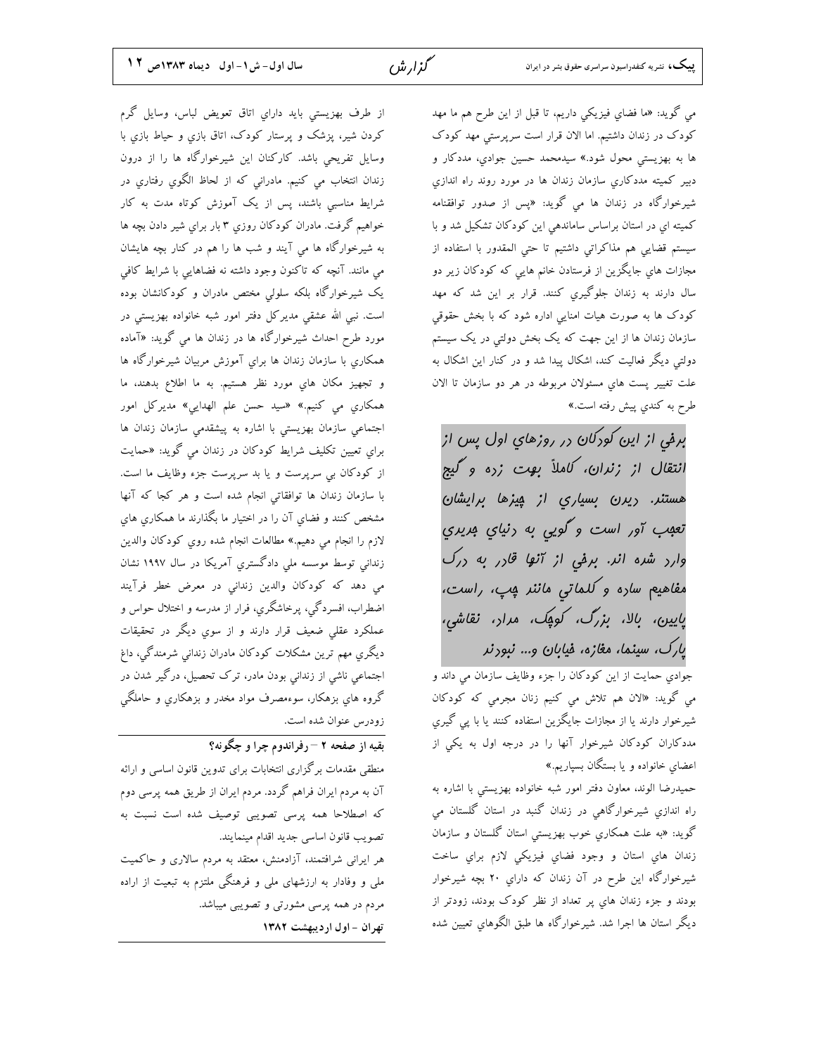مي گويد: «ما فضاي فيزيكي داريم، تا قبل از اين طرح هم ما مهد كودك در زندان داشتيم. اما الان قرار است سرپرستي مهد كودک ها به بهزيستي محول شود.» سيدمحمد حسين جوادي، مددكار و دبير كميته مددكاري سازمان زندان ها در مورد روند راه اندازي شيرخوارگاه در زندان ها مي گويد: «پس از صدور توافقنامه كميته اي در استان براساس ساماندهي اين كودكان تشكيل شد و با سيستم قضايي هم مذاكراتي داشتيم تا حتي المقدور با استفاده از مجازات هاي جايگزين از فرستادن خانم هايي كه كودكان زير دو سال دارند به زندان جلوگيري كنند. قرار بر اين شد كه مهد كودک ها به صورت هيات امنايي اداره شود كه با بخش حقوقي سازمان زندان ها از اين جهت كه يک بخش دولتي در يک سيستم دولتي ديگر فعاليت كند، اشكال پيدا شد و در كنار اين اشكال به علت تغيير پست هاي مسئولان مربوطه در هر دو سازمان تا الان طرح به كندي پيش رفته است.»

> *برخي از اين كودكان در روزهاي اول پس از انتقال از زندان، كاملاً بهت زده و گيج هستند. ديدن بسياري از چيزها برايشان تعجب آور است و گويي به دنياي جديدي وارد شده اند. برخي از آنها قادر به درک مفاهيم ساده و كلماتي مانند چپ، راست، پايين، بالا، بزرگ، كوچک، مداد، نقاشي، پارک، سينما، مغازه، خيابان و... نبودند*

جوادي حمايت از اين كودكان را جزء وظايف سازمان مي داند و مي گويد: «الان هم تلاش مي كنيم زنان مجرمي كه كودكان شيرخوار دارند يا از مجازات جايگزين استفاده كنند يا با پي گيري مددكاران كودكان شيرخوار آنها را در درجه اول به يكي از اعضاي خانواده و يا بستگان بسپاريم.»

حميدرضا الوند، معاون دفتر امور شبه خانواده بهزيستي با اشاره به راه اندازي شيرخوارگاهي در زندان گنبد در استان گلستان مي گويد: «به علت همكاري خوب بهزيستي استان گلستان و سازمان زندان هاي استان و وجود فضاي فيزيكي لازم براي ساخت شيرخوارگاه اين طرح در آن زندان كه داراي ۲۰ بچه شيرخوار بودند و جزء زندان هاي پر تعداد از نظر كودک بودند، زودتر از ديگر استان ها اجرا شد. شيرخوارگاه ها طبق الگوهاي تعيين شده از طرف بهزيستي بايد داراي اتاق تعويض لباس، وسايل گرم كردن شير، پزشک و پرستار كودک، اتاق بازي و حياط بازي با وسايل تفريحي باشد. كاركنان اين شيرخوارگاه ها را از درون زندان انتخاب مي كنيم. مادراني كه از لحاظ الگوي رفتاري در شرايط مناسبي باشند، پس از يک آموزش كوتاه مدت به كار خواهيم گرفت. مادران كودكان روزي ۳ بار براي شير دادن بچه ها به شيرخوارگاه ها مي آيند و شب ها را هم در كنار بچه هايشان مي مانند. آنچه كه تاكنون وجود داشته نه فضاهايي با شرايط كافي يک شيرخوارگاه بلكه سلولي مختص مادران و كودكانشان بوده است. نبي الله عشقي مديركل دفتر امور شبه خانواده بهزيستي در مورد طرح احداث شيرخوارگاه ها در زندان ها مي گويد: «آماده همكاري با سازمان زندان ها براي آموزش مربيان شيرخوارگاه ها و تجهيز مكان هاي مورد نظر هستيم. به ما اطلاع بدهند، ما همكاري مي كنيم.» «سيد حسن علم الهدايي» مديركل امور اجتماعي سازمان بهزيستي با اشاره به پيشقدمي سازمان زندان ها براي تعيين تكليف شرايط كودكان در زندان مي گويد: «حمايت از كودكان بي سرپرست و يا بد سرپرست جزء وظايف ما است. با سازمان زندان توافقاتي انجام شده است و هر كجا كه آنها مشخص كنند و فضاي آن را در اختيار ما بگذارند ما همكاري هاي لازم را انجام مي دهيم.» مطالعات انجام شده روي كودكان والدين زنداني توسط موسسه ملي دادگستري آمريكا در سال ۱۹۹۷ نشان مي دهد كه كودكان والدين زنداني در معرض خطر فرآيند اضطراب، افسردگي، پرخاشگري، فرار از مدرسه و اختلال حواس و عملكرد عقلي ضعيف قرار دارند و از سوي ديگر در تحقيقات ديگري مهم ترين مشكلات كودكان مادران زنداني شرمندگي، داغ اجتماعي ناشي از زنداني بودن مادر، ترک تحصيل، درگير شدن در گروه هاي بزهكار، سوءمصرف مواد مخدر و بزهكاري و حاملگي زودرس عنوان شده است.

---

**بقيه از صفحه ۲ – رفراندوم چرا و چگونه؟**

منطقی مقدمات برگزاری انتخابات برای تدوین قانون اساسی و ارائه آن به مردم ایران فراهم گردد. مردم ایران از طریق همه پرسی دوم که اصطلاحا همه پرسی تصویبی توصیف شده است نسبت به تصویب قانون اساسی جدید اقدام مینمایند.

هر ایرانی شرافتمند، آزادمنش، معتقد به مردم سالاری و حاکمیت ملی و وفادار به ارزشهای ملی و فرهنگی ملتزم به تبعیت از اراده مردم در همه پرسی مشورتی و تصویبی میباشد.

**تهران – اول اردیبهشت ۱۳۸۲**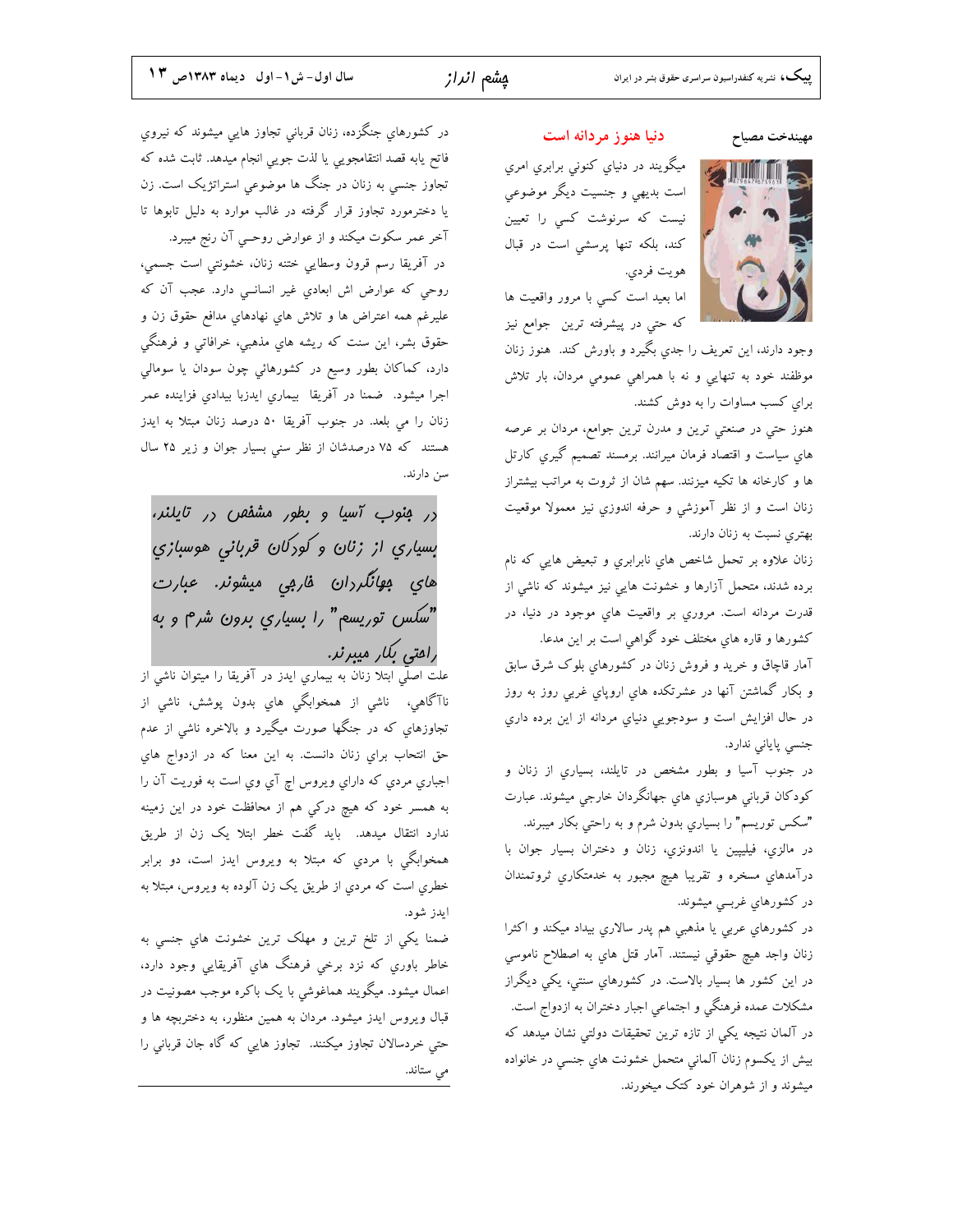مهیندخت مصباح

## دنیا هنوز مردانه است

ميگويند در دنياي كنوني برابري امري است بديهي و جنسيت ديگر موضوعي نيست كه سرنوشت كسي را تعيين كند، بلكه تنها پرسشي است در قبال هويت فردي.

اما بعيد است كسي با مرور واقعيت ها كه حتي در پيشرفته ترين جوامع نيز وجود دارند، اين تعريف را جدي بگيرد و باورش كند. هنوز زنان موظفند خود به تنهايي و نه با همراهي عمومي مردان، بار تلاش براي كسب مساوات را به دوش كشند.

هنوز حتي در صنعتي ترين و مدرن ترين جوامع، مردان بر عرصه هاي سياست و اقتصاد فرمان ميرانند. برمسند تصميم گيري كارتل ها و كارخانه ها تكيه ميزنند. سهم شان از ثروت به مراتب بيشتراز زنان است و از نظر آموزشي و حرفه اندوزي نيز معمولا موقعيت بهتري نسبت به زنان دارند.

زنان علاوه بر تحمل شاخص هاي نابرابري و تبعيض هايي كه نام برده شدند، متحمل آزارها و خشونت هايي نيز ميشوند كه ناشي از قدرت مردانه است. مروري بر واقعيت هاي موجود در دنيا، در كشورها و قاره هاي مختلف خود گواهي است بر اين مدعا.

آمار قاچاق و خريد و فروش زنان در كشورهاي بلوک شرق سابق و بكار گماشتن آنها در عشرتكده هاي اروپاي غربي روز به روز در حال افزايش است و سودجويي دنياي مردانه از اين برده داري جنسي پاياني ندارد.

در جنوب آسيا و بطور مشخص در تايلند، بسياري از زنان و كودكان قرباني هوسبازي هاي جهانگردان خارجي ميشوند. عبارت "سكس توريسم" را بسياري بدون شرم و به راحتي بكار ميبرند.

در مالزي، فيليپين يا اندونزي، زنان و دختران بسيار جوان با درآمدهاي مسخره و تقريبا هيچ مجبور به خدمتكاري ثروتمندان در كشورهاي غربي ميشوند.

در كشورهاي عربي يا مذهبي هم پدر سالاري بيداد ميكند و اكثرا زنان واجد هيچ حقوقي نيستند. آمار قتل هاي به اصطلاح ناموسي در اين كشور ها بسيار بالاست. در كشورهاي سنتي، يكي ديگراز مشكلات عمده فرهنگي و اجتماعي اجبار دختران به ازدواج است.

در آلمان نتيجه يكي از تازه ترين تحقيقات دولتي نشان ميدهد كه بيش از يكسوم زنان آلماني متحمل خشونت هاي جنسي در خانواده ميشوند و از شوهران خود كتک ميخورند.

در كشورهاي جنگزده، زنان قرباني تجاوز هايي ميشوند كه نيروي فاتح بابه قصد انتقامجويي يا لذت جويي انجام ميدهد. ثابت شده كه تجاوز جنسي به زنان در جنگ ها موضوعي استراتژيک است. زن يا دخترمورد تجاوز قرار گرفته در غالب موارد به دليل تابوها تا آخر عمر سكوت ميكند و از عوارض روحـي آن رنج ميبرد.

در آفريقا رسم قرون وسطايي ختنه زنان، خشونتي است جسمي، روحي كه عوارض اش ابعادي غير انسانـي دارد. عجب آن كه عليرغم همه اعتراض ها و تلاش هاي نهادهاي مدافع حقوق زن و حقوق بشر، اين سنت كه ريشه هاي مذهبي، خرافاتي و فرهنگي دارد، كماكان بطور وسيع در كشورهائي چون سودان يا سومالي اجرا ميشود. ضمنا در آفريقا بيماري ايدزبا بيدادي فزاينده عمر زنان را مي بلعد. در جنوب آفريقا ۵۰ درصد زنان مبتلا به ايدز هستند كه ۷۵ درصدشان از نظر سني بسيار جوان و زير ۲۵ سال سن دارند.

> *در جنوب آسيا و بطور مشخص در تايلند، بسياري از زنان و كودكان قرباني هوسبازي هاي جهانگردان خارجي ميشوند. عبارت "سكس توريسم" را بسياري بدون شرم و به راحتي بكار ميبرند.*

علت اصلي ابتلا زنان به بيماري ايدز در آفريقا را ميتوان ناشي از ناآگاهي، ناشي از همخوابگي هاي بدون پوشش، ناشي از تجاوزهاي كه در جنگها صورت ميگيرد و بالاخره ناشي از عدم حق انتخاب براي زنان دانست. به اين معنا كه در ازدواج هاي اجباري مردي كه داراي ويروس اچ آي وي است به فوريت آن را به همسر خود كه هيچ دركي هم از محافظت خود در اين زمينه ندارد انتقال ميدهد. بايد گفت خطر ابتلا يک زن از طريق همخوابگي با مردي كه مبتلا به ويروس ايدز است، دو برابر خطري است كه مردي از طريق يک زن آلوده به ويروس، مبتلا به ايدز شود.

ضمنا يكي از تلخ ترين و مهلک ترين خشونت هاي جنسي به خاطر باوري كه نزد برخي فرهنگ هاي آفريقايي وجود دارد، اعمال ميشود. ميگويند هماغوشي با يک باكره موجب مصونيت در قبال ويروس ايدز ميشود. مردان به همين منظور، به دختربچه ها و حتي خردسالان تجاوز ميكنند. تجاوز هايي كه گاه جان قرباني را مي ستاند.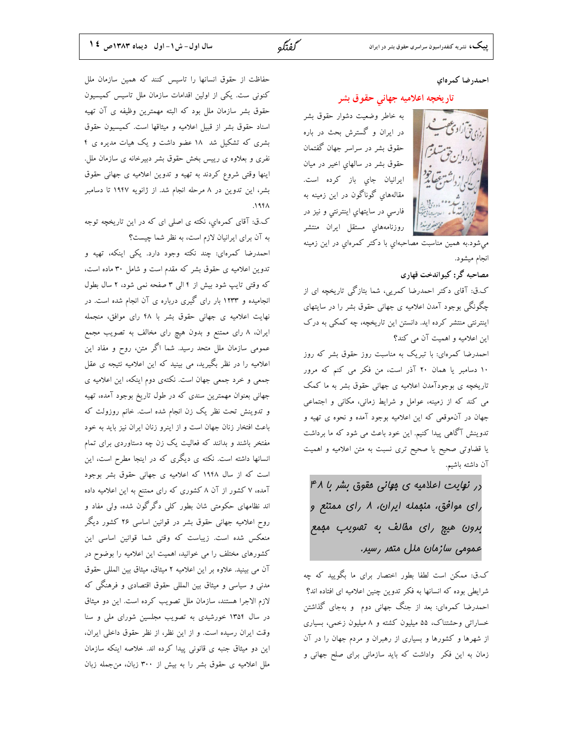احمدرضا کمره‌ای

## تاریخچه اعلامیه جهانی حقوق بشر

به خاطر وضعیت دشوار حقوق بشر در ایران و گسترش بحث در باره حقوق بشر در سراسر جهان گفتمان حقوق بشر در سالهای اخیر در میان ایرانیان جای باز کرده است. مقاله‌های گوناگون در این زمینه به فارسی در سایتهای اینترنتی و نیز در روزنامه‌های مستقل ایران منتشر می‌شود.به همین مناسبت مصاحبه‌ای با دکتر کمره‌ای در این زمینه انجام میشود.

**مصاحبه گر: کیواندخت قهاری**

ک.ق: آقای دکتر احمدرضا کمریی، شما بتازگی تاریخچه ای از چگونگی بوجود آمدن اعلامیه ی جهانی حقوق بشر را در سایتهای اینترنتی منتشر کرده اید. دانستن این تاریخچه، چه کمکی به درک این اعلامیه و اهمیت آن می کند؟

احمدرضا کمره‌ای: با تبریک به مناسبت روز حقوق بشر که روز ۱۰ دسامبر یا همان ۲۰ آذر است، من فکر می کنم که مرور تاریخچه ی بوجودآمدن اعلامیه ی جهانی حقوق بشر به ما کمک می کند که از زمینه، عوامل و شرایط زمانی، مکانی و اجتماعی جهان در آن‌موقعی که این اعلامیه بوجود آمده و نحوه ی تهیه و تدوینش آگاهی پیدا کنیم. این خود باعث می شود که ما برداشت یا قضاوتی صحیح یا صحیح تری نسبت به متن اعلامیه و اهمیت آن داشته باشیم.

> *در نهایت اعلامیه ی جهانی حقوق بشر با ۴۸ رای موافق، منجمله ایران، ۸ رای ممتنع و بدون هیچ رای مخالف به تصویب مجمع عمومی سازمان ملل متحد رسید.*

ک.ق: ممکن است لطفا بطور اختصار برای ما بگویید که چه شرایطی بوده که انسانها به فکر تدوین چنین اعلامیه ای افتاده اند؟

احمدرضا کمره‌ای: بعد از جنگ جهانی دوم و به‌جای گذاشتن خساراتی وحشتناک، ۵۵ میلیون کشته و ۸ میلیون زخمی، بسیاری از شهرها و کشورها و بسیاری از رهبران و مردم جهان را در آن زمان به این فکر واداشت که باید سازمانی برای صلح جهانی و حفاظت از حقوق انسانها را تاسیس کنند که همین سازمان ملل کنونی ست. یکی از اولین اقدامات سازمان ملل تاسیس کمیسیون حقوق بشر سازمان ملل بود که البته مهمترین وظیفه ی آن تهیه اسناد حقوق بشر از قبیل اعلامیه و میثاقها است. کمیسیون حقوق بشری که تشکیل شد ۱۸ عضو داشت و یک هیات مدیره ی ۴ نفری و بعلاوه ی رییس بخش حقوق بشر دبیرخانه ی سازمان ملل. اینها وقتی شروع کردند به تهیه و تدوین اعلامیه ی جهانی حقوق بشر، این تدوین در ۸ مرحله انجام شد. از ژانویه ۱۹۴۷ تا دسامبر ۱۹۴۸.

ک.ق: آقای کمره‌ای، نکته ی اصلی ای که در این تاریخچه توجه به آن برای ایرانیان لازم است، به نظر شما چیست؟

احمدرضا کمره‌ای: چند نکته وجود دارد. یکی اینکه، تهیه و تدوین اعلامیه ی حقوق بشر که مقدم است و شامل ۳۰ ماده است، که وقتی تایپ شود بیش از ۴ الی ۳ صفحه نمی شود، ۲ سال بطول انجامیده و ۱۲۳۳ بار رای گیری درباره ی آن انجام شده است. در نهایت اعلامیه ی جهانی حقوق بشر با ۴۸ رای موافق، منجمله ایران، ۸ رای ممتنع و بدون هیچ رای مخالف به تصویب مجمع عمومی سازمان ملل متحد رسید. شما اگر متن، روح و مفاد این اعلامیه را در نظر بگیرید، می بینید که این اعلامیه نتیجه ی عقل جمعی و خرد جمعی جهان است. نکته‌ی دوم اینکه، این اعلامیه ی جهانی بعنوان مهمترین سندی که در طول تاریخ بوجود آمده، تهیه و تدوینش تحت نظر یک زن انجام شده است. خانم روزولت که باعث افتخار زنان جهان است و از اینرو زنان ایران نیز باید به خود مفتخر باشند و بدانند که فعالیت یک زن چه دستاوردی برای تمام انسانها داشته است. نکته ی دیگری که در اینجا مطرح است، این است که از سال ۱۹۴۸ که اعلامیه ی جهانی حقوق بشر بوجود آمده، ۷ کشور از آن ۸ کشوری که رای ممتنع به این اعلامیه داده اند نظامهای حکومتی شان بطور کلی دگرگون شده، ولی مفاد و روح اعلامیه جهانی حقوق بشر در قوانین اساسی ۲۶ کشور دیگر منعکس شده است. زیباست که وقتی شما قوانین اساسی این کشورهای مختلف را می خوانید، اهمیت این اعلامیه را بوضوح در آن می بینید. علاوه بر این اعلامیه ۲ میثاق، میثاق بین المللی حقوق مدنی و سیاسی و میثاق بین المللی حقوق اقتصادی و فرهنگی که لازم الاجرا هستند، سازمان ملل تصویب کرده است. این دو میثاق در سال ۱۳۵۴ خورشیدی به تصویب مجلسین شورای ملی و سنا وقت ایران رسیده است. و از این نظر، از نظر حقوق داخلی ایران، این دو میثاق جنبه ی قانونی پیدا کرده اند. خلاصه اینکه سازمان ملل اعلامیه ی حقوق بشر را به بیش از ۳۰۰ زبان، من‌جمله زبان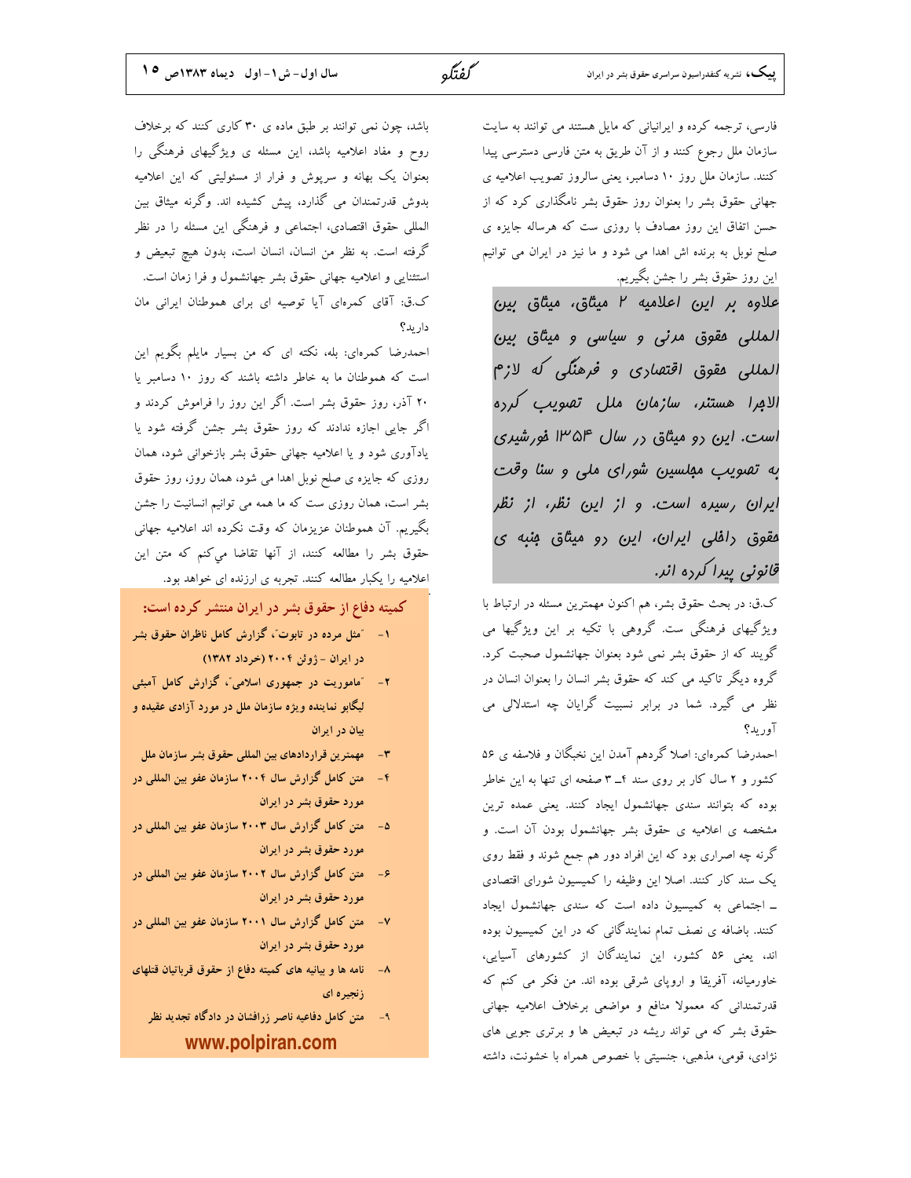فارسی، ترجمه کرده و ایرانیانی که مایل هستند می توانند به سایت سازمان ملل رجوع کنند و از آن طریق به متن فارسی دسترسی پیدا کنند. سازمان ملل روز ۱۰ دسامبر، یعنی سالروز تصویب اعلامیه ی جهانی حقوق بشر را بعنوان روز حقوق بشر نامگذاری کرد که از حسن اتفاق این روز مصادف با روزی ست که هرساله جایزه ی صلح نوبل به برنده اش اهدا می شود و ما نیز در ایران می توانیم این روز حقوق بشر را جشن بگیریم.

**علاوه بر این اعلامیه ۲ میثاق، میثاق بین المللی حقوق مدنی و سیاسی و میثاق بین المللی حقوق اقتصادی و فرهنگی که لازم الاجرا هستند، سازمان ملل تصویب کرده است. این دو میثاق در سال ۱۳۵۴ خورشیدی به تصویب مجلسین شورای ملی و سنا وقت ایران رسیده است. و از این نظر، از نظر حقوق داخلی ایران، این دو میثاق جنبه ی قانونی پیدا کرده اند.**

ک.ق: در بحث حقوق بشر، هم اکنون مهمترین مسئله در ارتباط با ویژگیهای فرهنگی ست. گروهی با تکیه بر این ویژگیها می گویند که از حقوق بشر نمی شود بعنوان جهانشمول صحبت کرد. گروه دیگر تاکید می کند که حقوق بشر انسان را بعنوان انسان در نظر می گیرد. شما در برابر نسبیت گرایان چه استدلالی می آورید؟

احمدرضا کمره‌ای: اصلا گردهم آمدن این نخبگان و فلاسفه ی ۵۶ کشور و ۲ سال کار بر روی سند ۴ـ ۳ صفحه ای تنها به این خاطر بوده که بتوانند سندی جهانشمول ایجاد کنند. یعنی عمده ترین مشخصه ی اعلامیه ی حقوق بشر جهانشمول بودن آن است. و گرنه چه اصراری بود که این افراد دور هم جمع شوند و فقط روی یک سند کار کنند. اصلا این وظیفه را کمیسیون شورای اقتصادی ـ اجتماعی به کمیسیون داده است که سندی جهانشمول ایجاد کنند. باضافه ی نصف تمام نمایندگانی که در این کمیسیون بوده اند، یعنی ۵۶ کشور، این نمایندگان از کشورهای آسیایی، خاورمیانه، آفریقا و اروپای شرقی بوده اند. من فکر می کنم که قدرتمندانی که معمولا منافع و مواضعی برخلاف اعلامیه جهانی حقوق بشر که می تواند ریشه در تبعیض ها و برتری جویی های نژادی، قومی، مذهبی، جنسیتی با خصوص همراه با خشونت، داشته باشد، چون نمی توانند بر طبق ماده ی ۳۰ کاری کنند که برخلاف روح و مفاد اعلامیه باشد، این مسئله ی ویژگیهای فرهنگی را بعنوان یک بهانه و سرپوش و فرار از مسئولیتی که این اعلامیه بدوش قدرتمندان می گذارد، پیش کشیده اند. وگرنه میثاق بین المللی حقوق اقتصادی، اجتماعی و فرهنگی این مسئله را در نظر گرفته است. به نظر من انسان، انسان است، بدون هیچ تبعیض و استثنایی و اعلامیه جهانی حقوق بشر جهانشمول و فرا زمان است.

ک.ق: آقای کمره‌ای آیا توصیه ای برای هموطنان ایرانی مان دارید؟

احمدرضا کمره‌ای: بله، نکته ای که من بسیار مایلم بگویم این است که هموطنان ما به خاطر داشته باشند که روز ۱۰ دسامبر یا ۲۰ آذر، روز حقوق بشر است. اگر این روز را فراموش کردند و اگر جایی اجازه ندادند که روز حقوق بشر جشن گرفته شود یا یادآوری شود و یا اعلامیه جهانی حقوق بشر بازخوانی شود، همان روزی که جایزه ی صلح نوبل اهدا می شود، همان روز، روز حقوق بشر است، همان روزی ست که ما همه می توانیم انسانیت را جشن بگیریم. آن هموطنان عزیزمان که وقت نکرده اند اعلامیه جهانی حقوق بشر را مطالعه کنند، از آنها تقاضا می‌کنم که متن این اعلامیه را یکبار مطالعه کنند. تجربه ی ارزنده ای خواهد بود.

**کمیته دفاع از حقوق بشر در ایران منتشر کرده است:**

۱- "مثل مرده در تابوت"، گزارش کامل ناظران حقوق بشر در ایران - ژوئن ۲۰۰۴ (خرداد ۱۳۸۲)
۲- "ماموریت در جمهوری اسلامی"، گزارش کامل آمبئی لیگابو نماینده ویژه سازمان ملل در مورد آزادی عقیده و بیان در ایران
۳- مهمترین قراردادهای بین المللی حقوق بشر سازمان ملل
۴- متن کامل گزارش سال ۲۰۰۴ سازمان عفو بین المللی در مورد حقوق بشر در ایران
۵- متن کامل گزارش سال ۲۰۰۳ سازمان عفو بین المللی در مورد حقوق بشر در ایران
۶- متن کامل گزارش سال ۲۰۰۲ سازمان عفو بین المللی در مورد حقوق بشر در ایران
۷- متن کامل گزارش سال ۲۰۰۱ سازمان عفو بین المللی در مورد حقوق بشر در ایران
۸- نامه ها و بیانیه های کمیته دفاع از حقوق قربانیان قتلهای زنجیره ای
۹- متن کامل دفاعیه ناصر زرافشان در دادگاه تجدید نظر

**www.polpiran.com**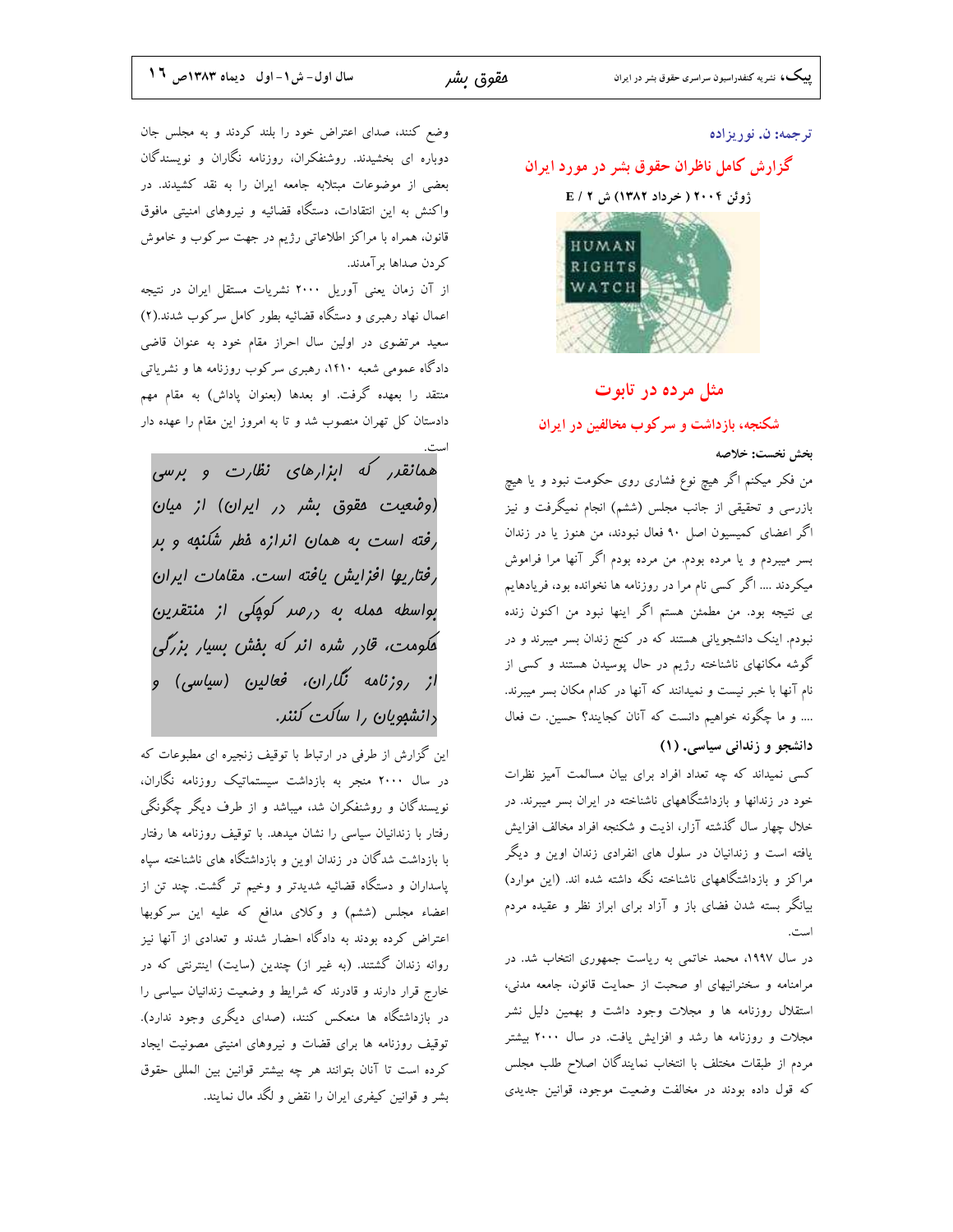ترجمه: ن. نوریزاده

## گزارش کامل ناظران حقوق بشر در مورد ایران

**ژوئن ۲۰۰۴ ( خرداد ۱۳۸۲) ش ۲ / E**

# مثل مرده در تابوت

## شکنجه، بازداشت و سرکوب مخالفین در ایران

**بخش نخست: خلاصه**

من فکر میکنم اگر هیچ نوع فشاری روی حکومت نبود و یا هیچ بازرسی و تحقیقی از جانب مجلس (ششم) انجام نمیگرفت و نیز اگر اعضای کمیسیون اصل ۹۰ فعال نبودند، من هنوز یا در زندان بسر میبردم و یا مرده بودم. من مرده بودم اگر آنها مرا فراموش میکردند .... اگر کسی نام مرا در روزنامه ها نخوانده بود، فریادهایم بی نتیجه بود. من مطمئن هستم اگر اینها نبود من اکنون زنده نبودم. اینک دانشجویانی هستند که در کنج زندان بسر میبرند و در گوشه مکانهای ناشناخته رژیم در حال پوسیدن هستند و کسی از نام آنها با خبر نیست و نمیدانند که آنها در کدام مکان بسر میبرند. .... و ما چگونه خواهیم دانست که آنان کجایند؟ حسین. ت فعال

**دانشجو و زندانی سیاسی. (۱)**

کسی نمیداند که چه تعداد افراد برای بیان مسالمت آمیز نظرات خود در زندانها و بازداشتگاههای ناشناخته در ایران بسر میبرند. در خلال چهار سال گذشته آزار، اذیت و شکنجه افراد مخالف افزایش یافته است و زندانیان در سلول های انفرادی زندان اوین و دیگر مراکز و بازداشتگاههای ناشناخته نگه داشته شده اند. (این موارد) بیانگر بسته شدن فضای باز و آزاد برای ابراز نظر و عقیده مردم است.

در سال ۱۹۹۷، محمد خاتمی به ریاست جمهوری انتخاب شد. در مرامنامه و سخنرانیهای او صحبت از حمایت قانون، جامعه مدنی، استقلال روزنامه ها و مجلات وجود داشت و بهمین دلیل نشر مجلات و روزنامه ها رشد و افزایش یافت. در سال ۲۰۰۰ بیشتر مردم از طبقات مختلف با انتخاب نمایندگان اصلاح طلب مجلس که قول داده بودند در مخالفت وضعیت موجود، قوانین جدیدی وضع کنند، صدای اعتراض خود را بلند کردند و به مجلس جان دوباره ای بخشیدند. روشنفکران، روزنامه نگاران و نویسندگان بعضی از موضوعات مبتلابه جامعه ایران را به نقد کشیدند. در واکنش به این انتقادات، دستگاه قضائیه و نیروهای امنیتی مافوق قانون، همراه با مراکز اطلاعاتی رژیم در جهت سرکوب و خاموش کردن صداها برآمدند.

از آن زمان یعنی آوریل ۲۰۰۰ نشریات مستقل ایران در نتیجه اعمال نهاد رهبری و دستگاه قضائیه بطور کامل سرکوب شدند.(۲) سعید مرتضوی در اولین سال احراز مقام خود به عنوان قاضی دادگاه عمومی شعبه ۱۴۱۰، رهبری سرکوب روزنامه ها و نشریاتی منتقد را بعهده گرفت. او بعدها (بعنوان پاداش) به مقام مهم دادستان کل تهران منصوب شد و تا به امروز این مقام را عهده دار است.

*همانقدر که ابزارهای نظارت و برسی (وضعیت حقوق بشر در ایران) از میان رفته است به همان اندازه خطر شکنجه و بد رفتاریها افزایش یافته است. مقامات ایران بواسطه حمله به درصد کوچکی از منتقدین حکومت، قادر شده اند که بخش بسیار بزرگی از روزنامه نگاران، فعالین (سیاسی) و دانشجویان را ساکت کنند.*

این گزارش از طرفی در ارتباط با توقیف زنجیره ای مطبوعات که در سال ۲۰۰۰ منجر به بازداشت سیستماتیک روزنامه نگاران، نویسندگان و روشنفکران شد، میباشد و از طرف دیگر چگونگی رفتار با زندانیان سیاسی را نشان میدهد. با توقیف روزنامه ها رفتار با بازداشت شدگان در زندان اوین و بازداشتگاه های ناشناخته سپاه پاسداران و دستگاه قضائیه شدیدتر و وخیم تر گشت. چند تن از اعضاء مجلس (ششم) و وکلای مدافع که علیه این سرکوبها اعتراض کرده بودند به دادگاه احضار شدند و تعدادی از آنها نیز روانه زندان گشتند. (به غیر از) چندین (سایت) اینترنتی که در خارج قرار دارند و قادرند که شرایط و وضعیت زندانیان سیاسی را در بازداشتگاه ها منعکس کنند، (صدای دیگری وجود ندارد). توقیف روزنامه ها برای قضات و نیروهای امنیتی مصونیت ایجاد کرده است تا آنان بتوانند هر چه بیشتر قوانین بین المللی حقوق بشر و قوانین کیفری ایران را نقض و لگد مال نمایند.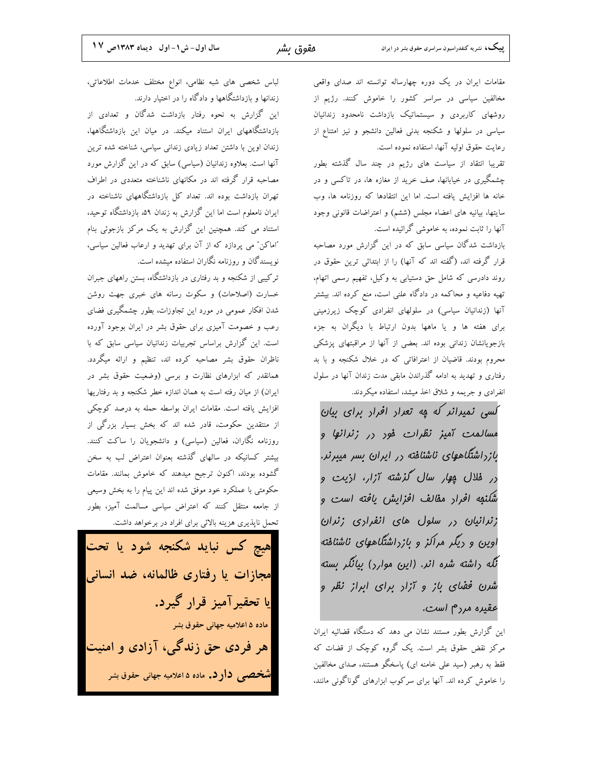مقامات ایران در یک دوره چهارساله توانسته اند صدای واقعی مخالفین سیاسی در سراسر کشور را خاموش کنند. رژیم از روشهای کاربردی و سیستماتیک بازداشت نامحدود زندانیان سیاسی در سلولها و شکنجه بدنی فعالین دانشجو و نیز امتناع از رعایت حقوق اولیه آنها، استفاده نموده است.

تقریبا انتقاد از سیاست های رژیم در چند سال گذشته بطور چشمگیری در خیابانها، صف خرید از مغازه ها، در تاکسی و در خانه ها افزایش یافته است. اما این انتقادها که روزنامه ها، وب سایتها، بیانیه های اعضاء مجلس (ششم) و اعتراضات قانونی وجود آنها را ثابت نموده، به خاموشی گرائیده است.

بازداشت شدگان سیاسی سابق که در این گزارش مورد مصاحبه قرار گرفته اند، (گفته اند که آنها) را از ابتدائی ترین حقوق در روند دادرسی که شامل حق دستیابی به وکیل، تفهیم رسمی اتهام، تهیه دفاعیه و محاکمه در دادگاه علنی است، منع کرده اند. بیشتر آنها (زندانیان سیاسی) در سلولهای انفرادی کوچک زیرزمینی برای هفته ها و یا ماهها بدون ارتباط با دیگران به جزء بازجویانشان زندانی بوده اند. بعضی از آنها از مراقبتهای پزشکی محروم بودند. قاضیان از اعترافاتی که در خلال شکنجه و با بد رفتاری و تهدید به ادامه گذراندن مابقی مدت زندان آنها در سلول انفرادی و جریمه و شلاق اخذ میشد، استفاده میکردند.

> *کسی نمیداند که چه تعداد افراد برای بیان مسالمت آمیز نظرات خود در زندانها و بازداشتگاههای ناشناخته در ایران بسر میبرند. در خلال چهار سال گذشته آزار، اذیت و شکنجه افراد مخالف افزایش یافته است و زندانیان در سلول های انفرادی زندان اوین و دیگر مراکز و بازداشتگاههای ناشناخته نگه داشته شده اند. (این موارد) بیانگر بسته شدن فضای باز و آزاد برای ابراز نظر و عقیده مردم است.*

این گزارش بطور مستند نشان می دهد که دستگاه قضائیه ایران مرکز نقض حقوق بشر است. یک گروه کوچک از قضات که فقط به رهبر (سید علی خامنه ای) پاسخگو هستند، صدای مخالفین را خاموش کرده اند. آنها برای سرکوب ابزارهای گوناگونی مانند، لباس شخصی های شبه نظامی، انواع مختلف خدمات اطلاعاتی، زندانها و بازداشتگاهها و دادگاه را در اختیار دارند.

این گزارش به نحوه رفتار بازداشت شدگان و تعدادی از بازداشتگاههای ایران استناد میکند. در میان این بازداشتگاهها، زندان اوین با داشتن تعداد زیادی زندانی سیاسی، شناخته شده ترین آنها است. بعلاوه زندانیان (سیاسی) سابق که در این گزارش مورد مصاحبه قرار گرفته اند در مکانهای ناشناخته متعددی در اطراف تهران بازداشت بوده اند. تعداد کل بازداشتگاههای ناشناخته در ایران نامعلوم است اما این گزارش به زندان ۵۹، بازداشتگاه توحید، استناد می کند. همچنین این گزارش به یک مرکز بازجوئی بنام "اماکن" می پردازد که از آن برای تهدید و ارعاب فعالین سیاسی، نویسندگان و روزنامه نگاران استفاده میشده است.

ترکیبی از شکنجه و بد رفتاری در بازداشتگاه، بستن راههای جبران خسارت (اصلاحات) و سکوت رسانه های خبری جهت روشن شدن افکار عمومی در مورد این تجاوزات، بطور چشمگیری فضای رعب و خصومت آمیزی برای حقوق بشر در ایران بوجود آورده است. این گزارش براساس تجربیات زندانیان سیاسی سابق که با ناظران حقوق بشر مصاحبه کرده اند، تنظیم و ارائه میگردد. همانقدر که ابزارهای نظارت و برسی (وضعیت حقوق بشر در ایران) از میان رفته است به همان اندازه خطر شکنجه و بد رفتاریها افزایش یافته است. مقامات ایران بواسطه حمله به درصد کوچکی از منتقدین حکومت، قادر شده اند که بخش بسیار بزرگی از روزنامه نگاران، فعالین (سیاسی) و دانشجویان را ساکت کنند. بیشتر کسانیکه در سالهای گذشته بعنوان اعتراض لب به سخن گشوده بودند، اکنون ترجیح میدهند که خاموش بمانند. مقامات حکومتی با عملکرد خود موفق شده اند این پیام را به بخش وسیعی از جامعه منتقل کنند که اعتراض سیاسی مسالمت آمیز، بطور تحمل ناپذیری هزینه بالائی برای افراد در برخواهد داشت.

> **هیچ کس نباید شکنجه شود یا تحت مجازات یا رفتاری ظالمانه، ضد انسانی یا تحقیرآمیز قرار گیرد.**
> ماده ۵ اعلامیه جهانی حقوق بشر
>
> **هر فردی حق زندگی، آزادی و امنیت شخصی دارد.** ماده ۵ اعلامیه جهانی حقوق بشر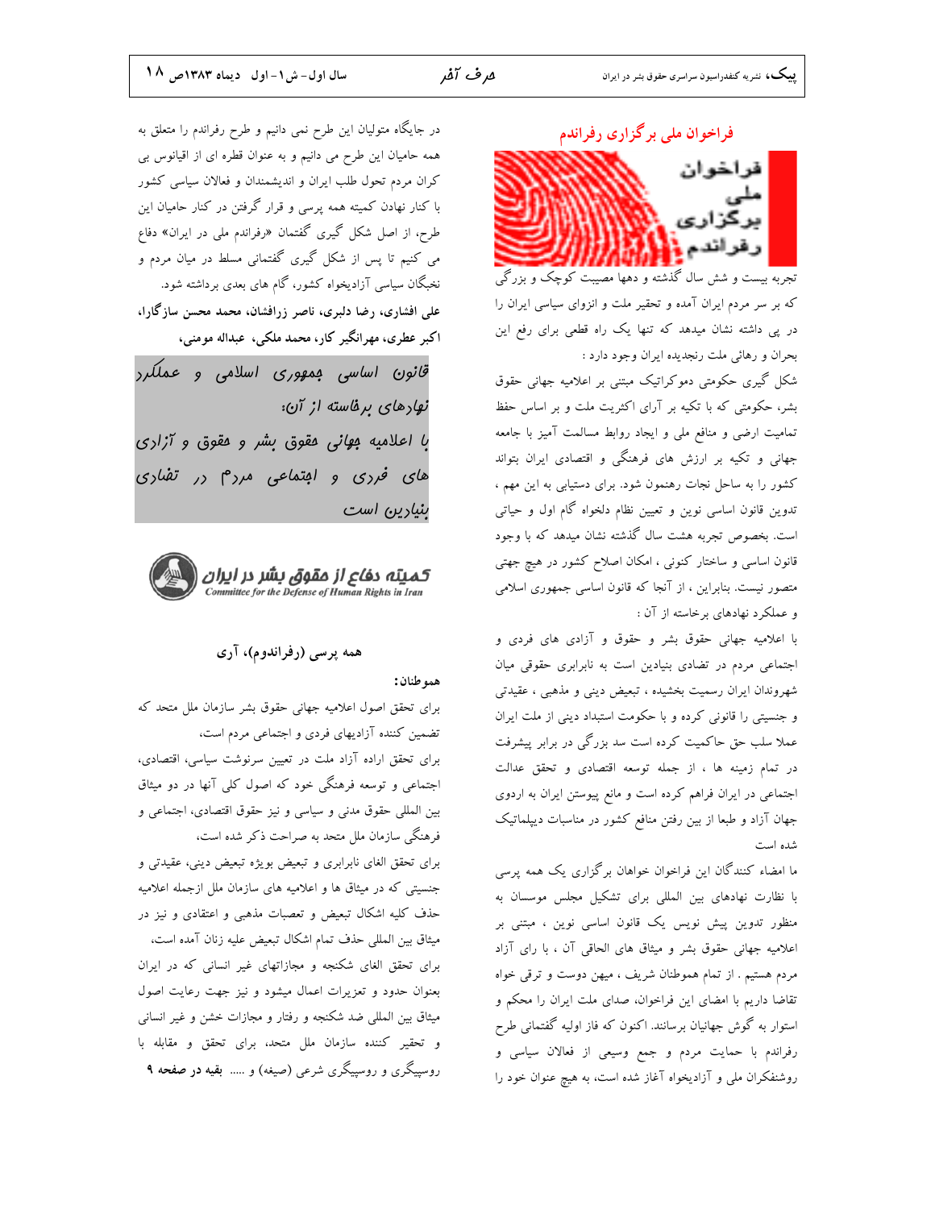## فراخوان ملی برگزاری رفراندم

تجربه بیست و شش سال گذشته و دهها مصیبت کوچک و بزرگی که بر سر مردم ایران آمده و تحقیر ملت و انزوای سیاسی ایران را در پی داشته نشان میدهد که تنها یک راه قطعی برای رفع این بحران و رهائی ملت رنجدیده ایران وجود دارد :

شکل گیری حکومتی دموکراتیک مبتنی بر اعلامیه جهانی حقوق بشر، حکومتی که با تکیه بر آرای اکثریت ملت و بر اساس حفظ تمامیت ارضی و منافع ملی و ایجاد روابط مسالمت آمیز با جامعه جهانی و تکیه بر ارزش های فرهنگی و اقتصادی ایران بتواند کشور را به ساحل نجات رهنمون شود. برای دستیابی به این مهم ، تدوین قانون اساسی نوین و تعیین نظام دلخواه گام اول و حیاتی است. بخصوص تجربه هشت سال گذشته نشان میدهد که با وجود قانون اساسی و ساختار کنونی ، امکان اصلاح کشور در هیچ جهتی متصور نیست. بنابراین ، از آنجا که قانون اساسی جمهوری اسلامی و عملکرد نهادهای برخاسته از آن :

با اعلامیه جهانی حقوق بشر و حقوق و آزادی های فردی و اجتماعی مردم در تضادی بنیادین است به نابرابری حقوقی میان شهروندان ایران رسمیت بخشیده ، تبعیض دینی و مذهبی ، عقیدتی و جنسیتی را قانونی کرده و با حکومت استبداد دینی از ملت ایران عملا سلب حق حاکمیت کرده است سد بزرگی در برابر پیشرفت در تمام زمینه ها ، از جمله توسعه اقتصادی و تحقق عدالت اجتماعی در ایران فراهم کرده است و مانع پیوستن ایران به اردوی جهان آزاد و طبعا از بین رفتن منافع کشور در مناسبات دیپلماتیک شده است

ما امضاء کنندگان این فراخوان خواهان برگزاری یک همه پرسی با نظارت نهادهای بین المللی برای تشکیل مجلس موسسان به منظور تدوین پیش نویس یک قانون اساسی نوین ، مبتنی بر اعلامیه جهانی حقوق بشر و میثاق های الحاقی آن ، با رای آزاد مردم هستیم . از تمام هموطنان شریف ، میهن دوست و ترقی خواه تقاضا داریم با امضای این فراخوان، صدای ملت ایران را محکم و استوار به گوش جهانیان برسانند. اکنون که فاز اولیه گفتمانی طرح رفراندم با حمایت مردم و جمع وسیعی از فعالان سیاسی و روشنفکران ملی و آزادیخواه آغاز شده است، به هیچ عنوان خود را در جایگاه متولیان این طرح نمی دانیم و طرح رفراندم را متعلق به همه حامیان این طرح می دانیم و به عنوان قطره ای از اقیانوس بی کران مردم تحول طلب ایران و اندیشمندان و فعالان سیاسی کشور با کنار نهادن کمیته همه پرسی و قرار گرفتن در کنار حامیان این طرح، از اصل شکل گیری گفتمان «رفراندم ملی در ایران» دفاع می کنیم تا پس از شکل گیری گفتمانی مسلط در میان مردم و نخبگان سیاسی آزادیخواه کشور، گام های بعدی برداشته شود.

**علی افشاری، رضا دلبری، ناصر زرافشان، محمد محسن سازگارا، اکبر عطری، مهرانگیز کار، محمد ملکی، عبداله مومنی،**

*قانون اساسی جمهوری اسلامی و عملکرد نهادهای برخاسته از آن؛ با اعلامیه جهانی حقوق بشر و حقوق و آزادی های فردی و اجتماعی مردم در تضادی بنیادین است*

**کمیته دفاع از حقوق بشر در ایران**
Committee for the Defense of Human Rights in Iran

### همه پرسی (رفراندوم)، آری

**هموطنان:**

برای تحقق اصول اعلامیه جهانی حقوق بشر سازمان ملل متحد که تضمین کننده آزادیهای فردی و اجتماعی مردم است،

برای تحقق اراده آزاد ملت در تعیین سرنوشت سیاسی، اقتصادی، اجتماعی و توسعه فرهنگی خود که اصول کلی آنها در دو میثاق بین المللی حقوق مدنی و سیاسی و نیز حقوق اقتصادی، اجتماعی و فرهنگی سازمان ملل متحد به صراحت ذکر شده است،

برای تحقق الغای نابرابری و تبعیض بویژه تبعیض دینی، عقیدتی و جنسیتی که در میثاق ها و اعلامیه های سازمان ملل ازجمله اعلامیه حذف کلیه اشکال تبعیض و تعصبات مذهبی و اعتقادی و نیز در میثاق بین المللی حذف تمام اشکال تبعیض علیه زنان آمده است،

برای تحقق الغای شکنجه و مجازاتهای غیر انسانی که در ایران بعنوان حدود و تعزیرات اعمال میشود و نیز جهت رعایت اصول میثاق بین المللی ضد شکنجه و رفتار و مجازات خشن و غیر انسانی و تحقیر کننده سازمان ملل متحد، برای تحقق و مقابله با روسپیگری و روسپیگری شرعی (صیغه) و ..... **بقیه در صفحه ۹**